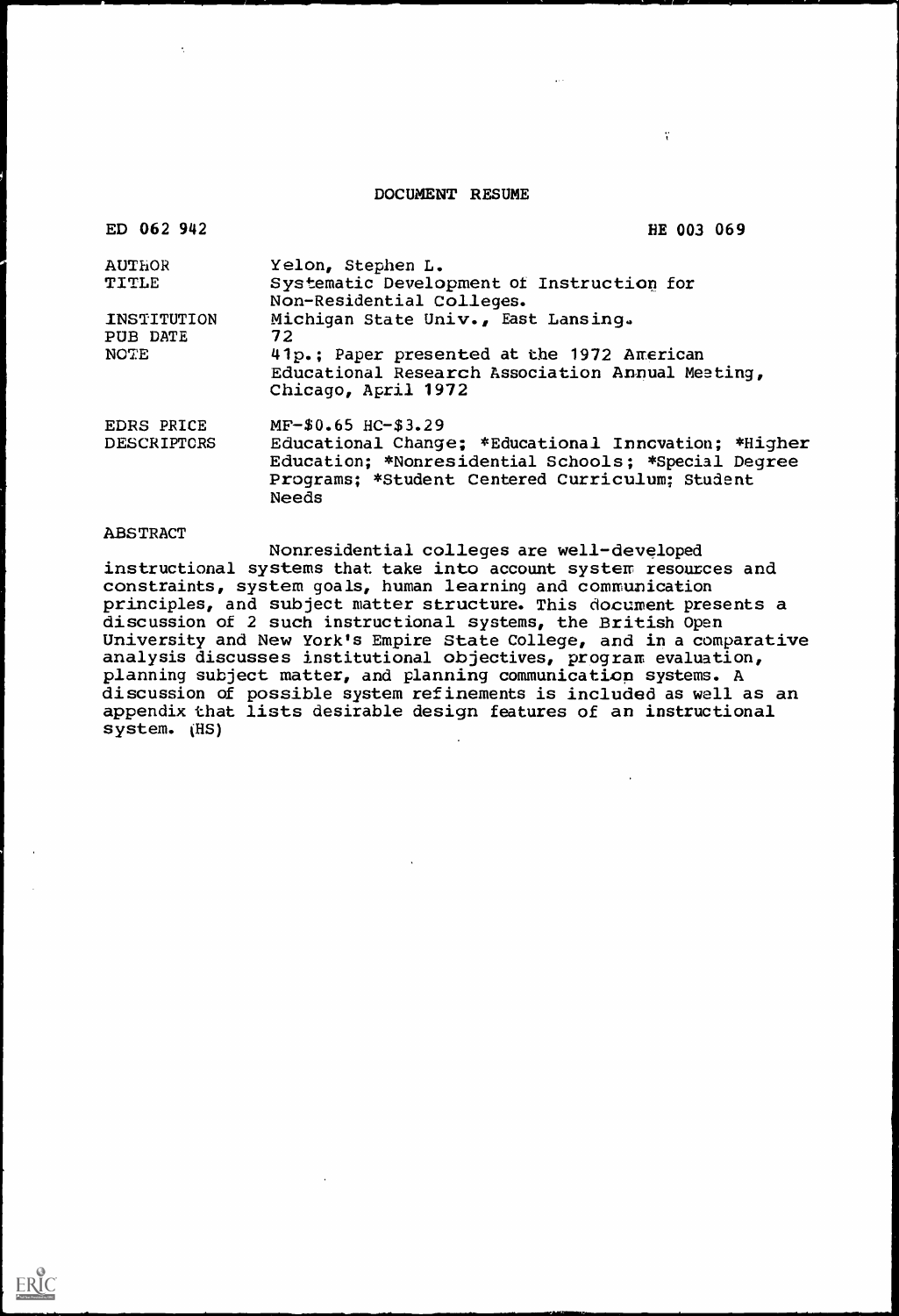# DOCUMENT RESUME

| | |
|---|---|
| ED 062 942 | HE 003 069 |
| AUTHOR | Yelon, Stephen L. |
| TITLE | Systematic Development of Instruction for Non-Residential Colleges. |
| INSTITUTION | Michigan State Univ., East Lansing. |
| PUB DATE | 72 |
| NOTE | 41p.; Paper presented at the 1972 American Educational Research Association Annual Meeting, Chicago, April 1972 |
| EDRS PRICE | MF-$0.65 HC-$3.29 |
| DESCRIPTORS | Educational Change; *Educational Innovation; *Higher Education; *Nonresidential Schools; *Special Degree Programs; *Student Centered Curriculum; Student Needs |

## ABSTRACT

Nonresidential colleges are well-developed instructional systems that take into account system resources and constraints, system goals, human learning and communication principles, and subject matter structure. This document presents a discussion of 2 such instructional systems, the British Open University and New York's Empire State College, and in a comparative analysis discusses institutional objectives, program evaluation, planning subject matter, and planning communication systems. A discussion of possible system refinements is included as well as an appendix that lists desirable design features of an instructional system. (HS)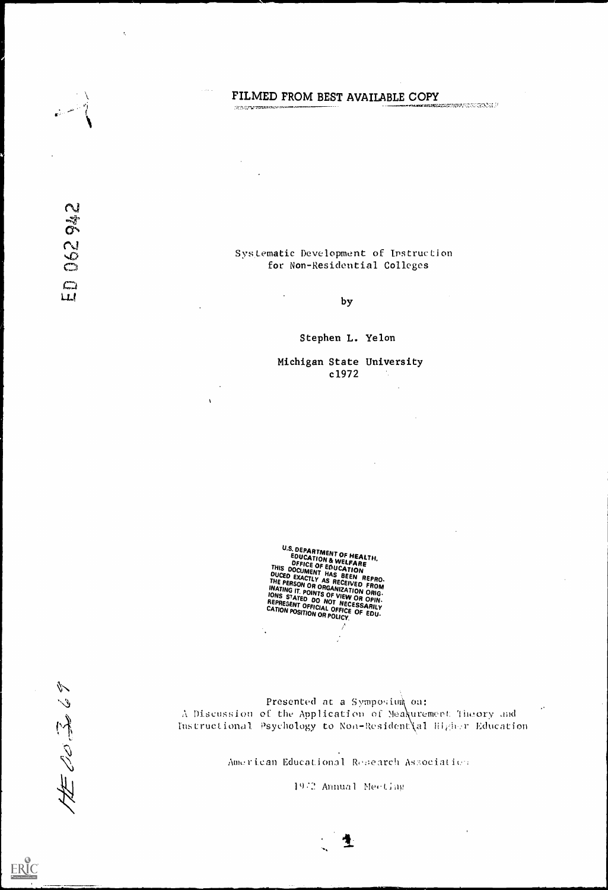FILMED FROM BEST AVAILABLE COPY

ED 062 942

# Systematic Development of Instruction for Non-Residential Colleges

by

Stephen L. Yelon

Michigan State University
c1972

U.S. DEPARTMENT OF HEALTH, EDUCATION & WELFARE
OFFICE OF EDUCATION
THIS DOCUMENT HAS BEEN REPRODUCED EXACTLY AS RECEIVED FROM THE PERSON OR ORGANIZATION ORIGINATING IT. POINTS OF VIEW OR OPINIONS STATED DO NOT NECESSARILY REPRESENT OFFICIAL OFFICE OF EDUCATION POSITION OR POLICY.

HE 003 269

Presented at a Symposium on:
A Discussion of the Application of Measurement Theory and Instructional Psychology to Non-Residential Higher Education

American Educational Research Association

1972 Annual Meeting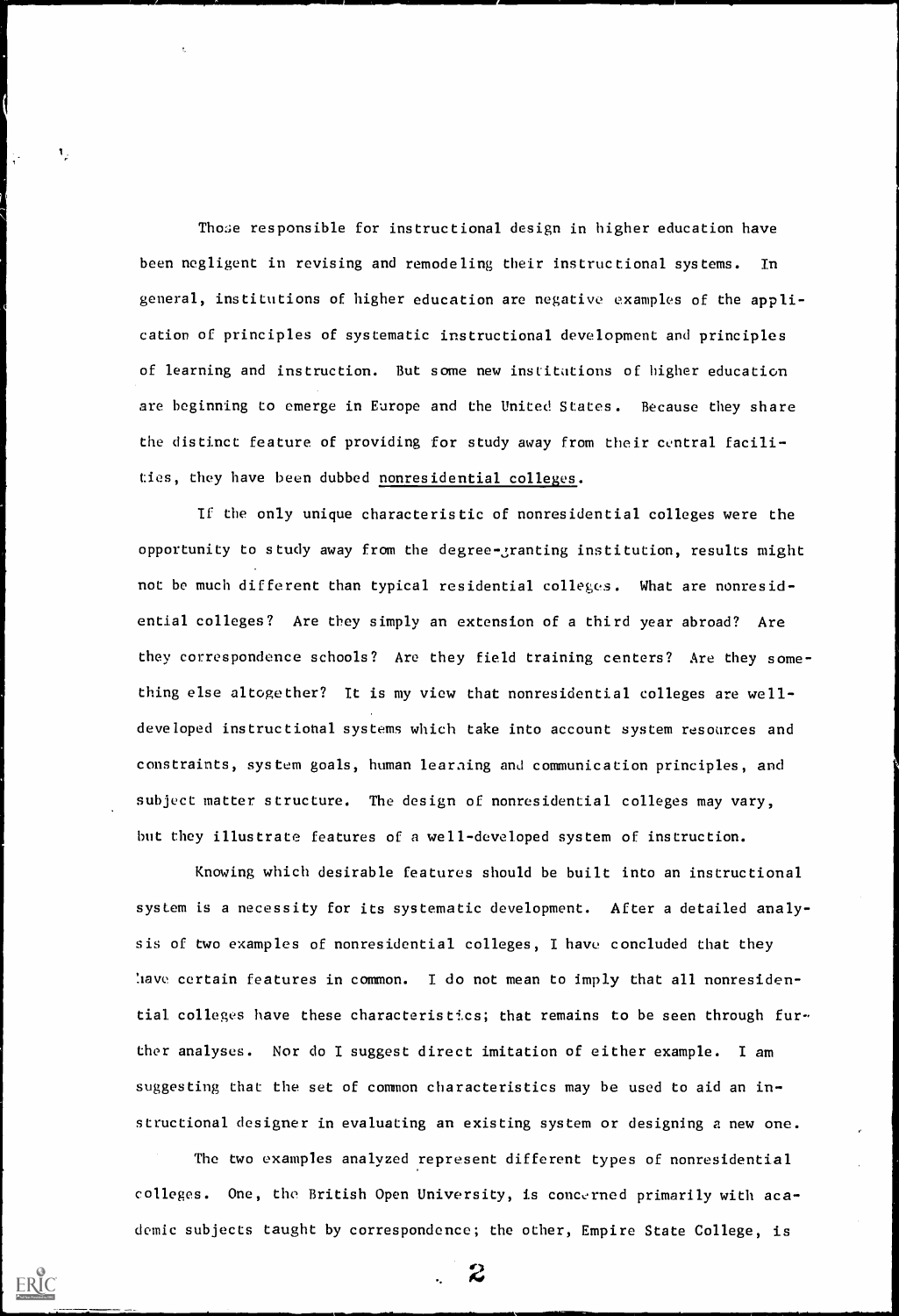Those responsible for instructional design in higher education have been negligent in revising and remodeling their instructional systems. In general, institutions of higher education are negative examples of the application of principles of systematic instructional development and principles of learning and instruction. But some new institutions of higher education are beginning to emerge in Europe and the United States. Because they share the distinct feature of providing for study away from their central facilities, they have been dubbed nonresidential colleges.

If the only unique characteristic of nonresidential colleges were the opportunity to study away from the degree-granting institution, results might not be much different than typical residential colleges. What are nonresidential colleges? Are they simply an extension of a third year abroad? Are they correspondence schools? Are they field training centers? Are they something else altogether? It is my view that nonresidential colleges are well-developed instructional systems which take into account system resources and constraints, system goals, human learning and communication principles, and subject matter structure. The design of nonresidential colleges may vary, but they illustrate features of a well-developed system of instruction.

Knowing which desirable features should be built into an instructional system is a necessity for its systematic development. After a detailed analysis of two examples of nonresidential colleges, I have concluded that they have certain features in common. I do not mean to imply that all nonresidential colleges have these characteristics; that remains to be seen through further analyses. Nor do I suggest direct imitation of either example. I am suggesting that the set of common characteristics may be used to aid an instructional designer in evaluating an existing system or designing a new one.

The two examples analyzed represent different types of nonresidential colleges. One, the British Open University, is concerned primarily with academic subjects taught by correspondence; the other, Empire State College, is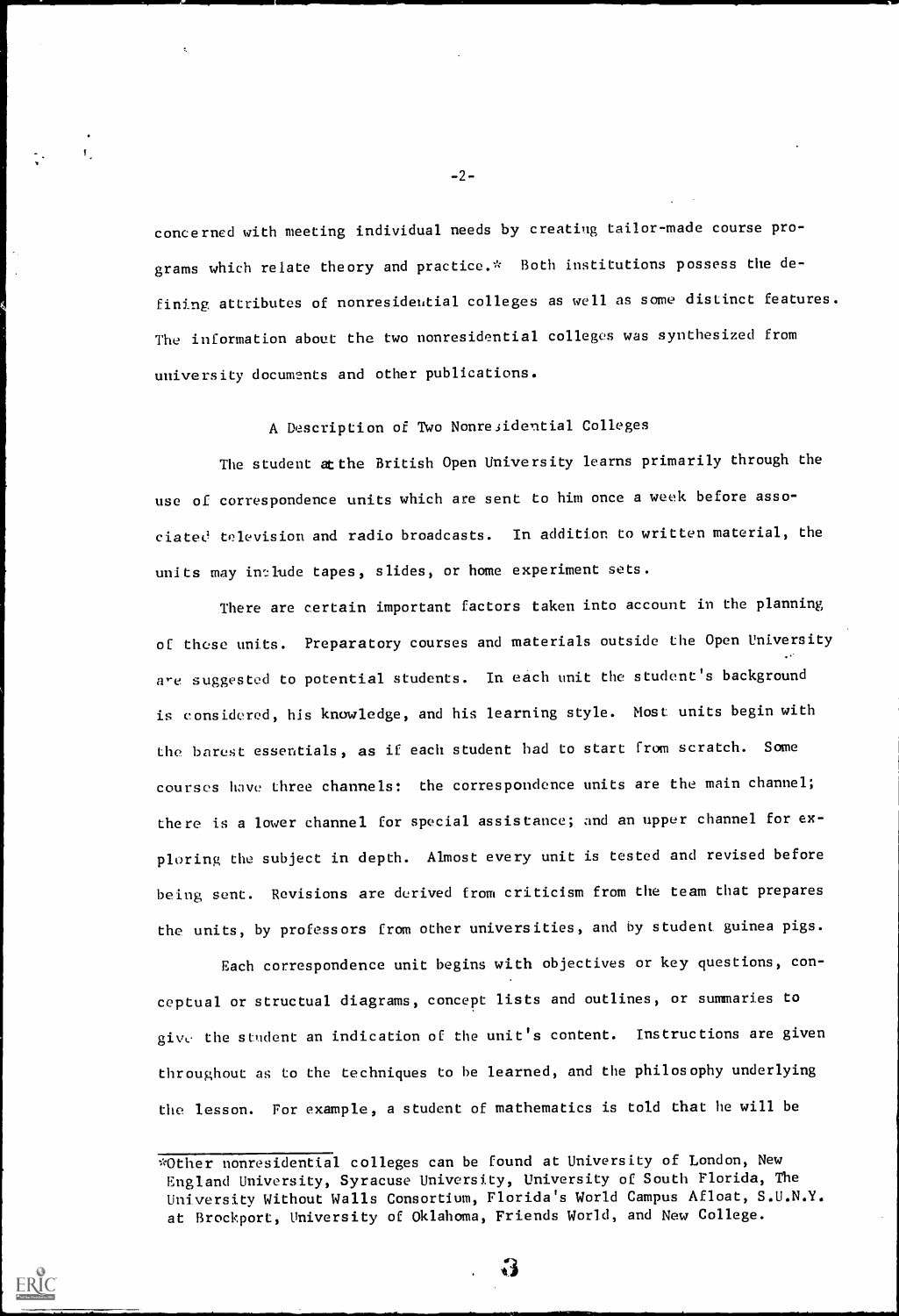concerned with meeting individual needs by creating tailor-made course programs which relate theory and practice.* Both institutions possess the defining attributes of nonresidential colleges as well as some distinct features. The information about the two nonresidential colleges was synthesized from university documents and other publications.

## A Description of Two Nonresidential Colleges

The student at the British Open University learns primarily through the use of correspondence units which are sent to him once a week before associated television and radio broadcasts. In addition to written material, the units may include tapes, slides, or home experiment sets.

There are certain important factors taken into account in the planning of these units. Preparatory courses and materials outside the Open University are suggested to potential students. In each unit the student's background is considered, his knowledge, and his learning style. Most units begin with the barest essentials, as if each student had to start from scratch. Some courses have three channels: the correspondence units are the main channel; there is a lower channel for special assistance; and an upper channel for exploring the subject in depth. Almost every unit is tested and revised before being sent. Revisions are derived from criticism from the team that prepares the units, by professors from other universities, and by student guinea pigs.

Each correspondence unit begins with objectives or key questions, conceptual or structual diagrams, concept lists and outlines, or summaries to give the student an indication of the unit's content. Instructions are given throughout as to the techniques to be learned, and the philosophy underlying the lesson. For example, a student of mathematics is told that he will be

---

*Other nonresidential colleges can be found at University of London, New England University, Syracuse University, University of South Florida, The University Without Walls Consortium, Florida's World Campus Afloat, S.U.N.Y. at Brockport, University of Oklahoma, Friends World, and New College.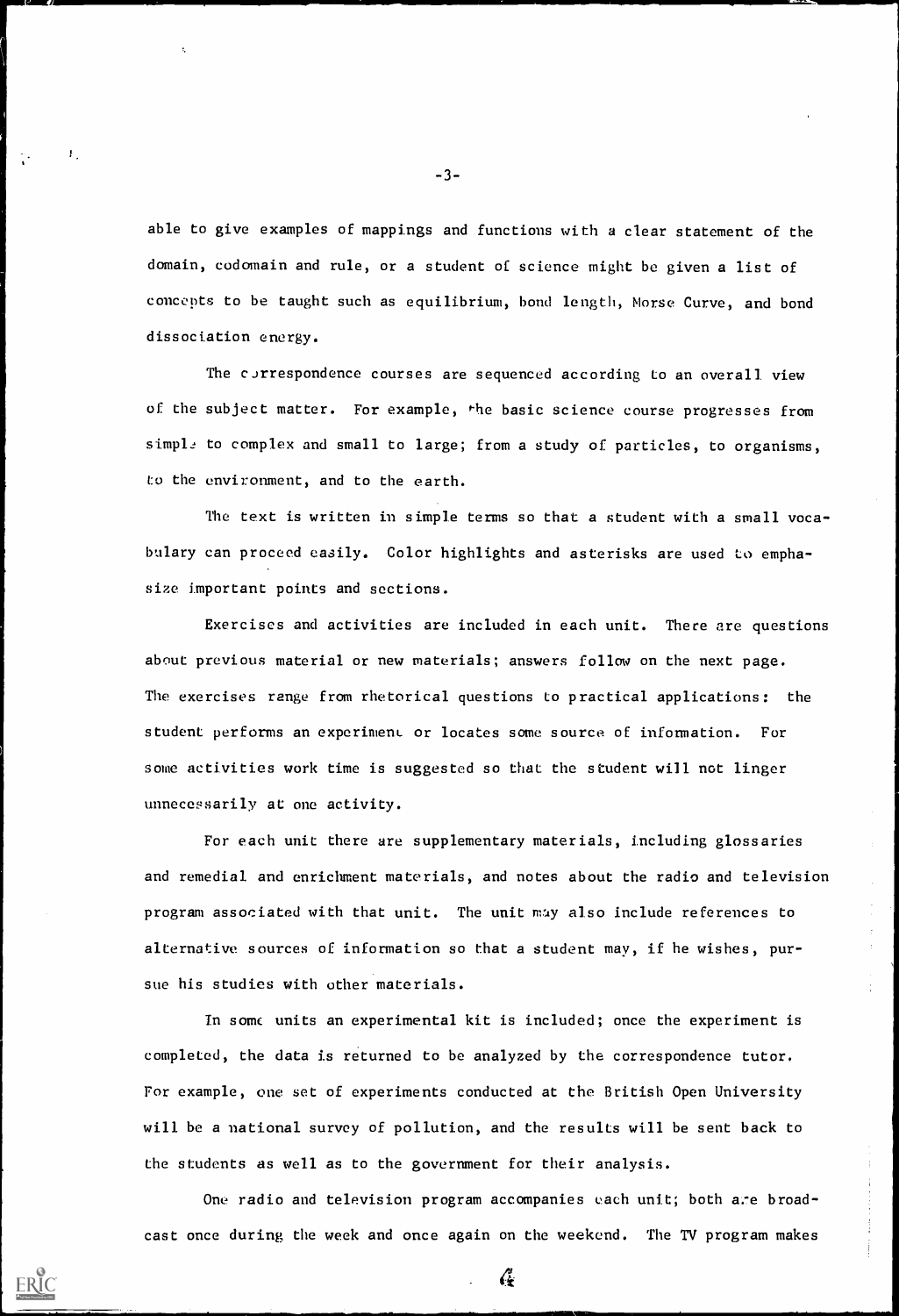able to give examples of mappings and functions with a clear statement of the domain, codomain and rule, or a student of science might be given a list of concepts to be taught such as equilibrium, bond length, Morse Curve, and bond dissociation energy.

The correspondence courses are sequenced according to an overall view of the subject matter. For example, the basic science course progresses from simple to complex and small to large; from a study of particles, to organisms, to the environment, and to the earth.

The text is written in simple terms so that a student with a small vocabulary can proceed easily. Color highlights and asterisks are used to emphasize important points and sections.

Exercises and activities are included in each unit. There are questions about previous material or new materials; answers follow on the next page. The exercises range from rhetorical questions to practical applications: the student performs an experiment or locates some source of information. For some activities work time is suggested so that the student will not linger unnecessarily at one activity.

For each unit there are supplementary materials, including glossaries and remedial and enrichment materials, and notes about the radio and television program associated with that unit. The unit may also include references to alternative sources of information so that a student may, if he wishes, pursue his studies with other materials.

In some units an experimental kit is included; once the experiment is completed, the data is returned to be analyzed by the correspondence tutor. For example, one set of experiments conducted at the British Open University will be a national survey of pollution, and the results will be sent back to the students as well as to the government for their analysis.

One radio and television program accompanies each unit; both are broadcast once during the week and once again on the weekend. The TV program makes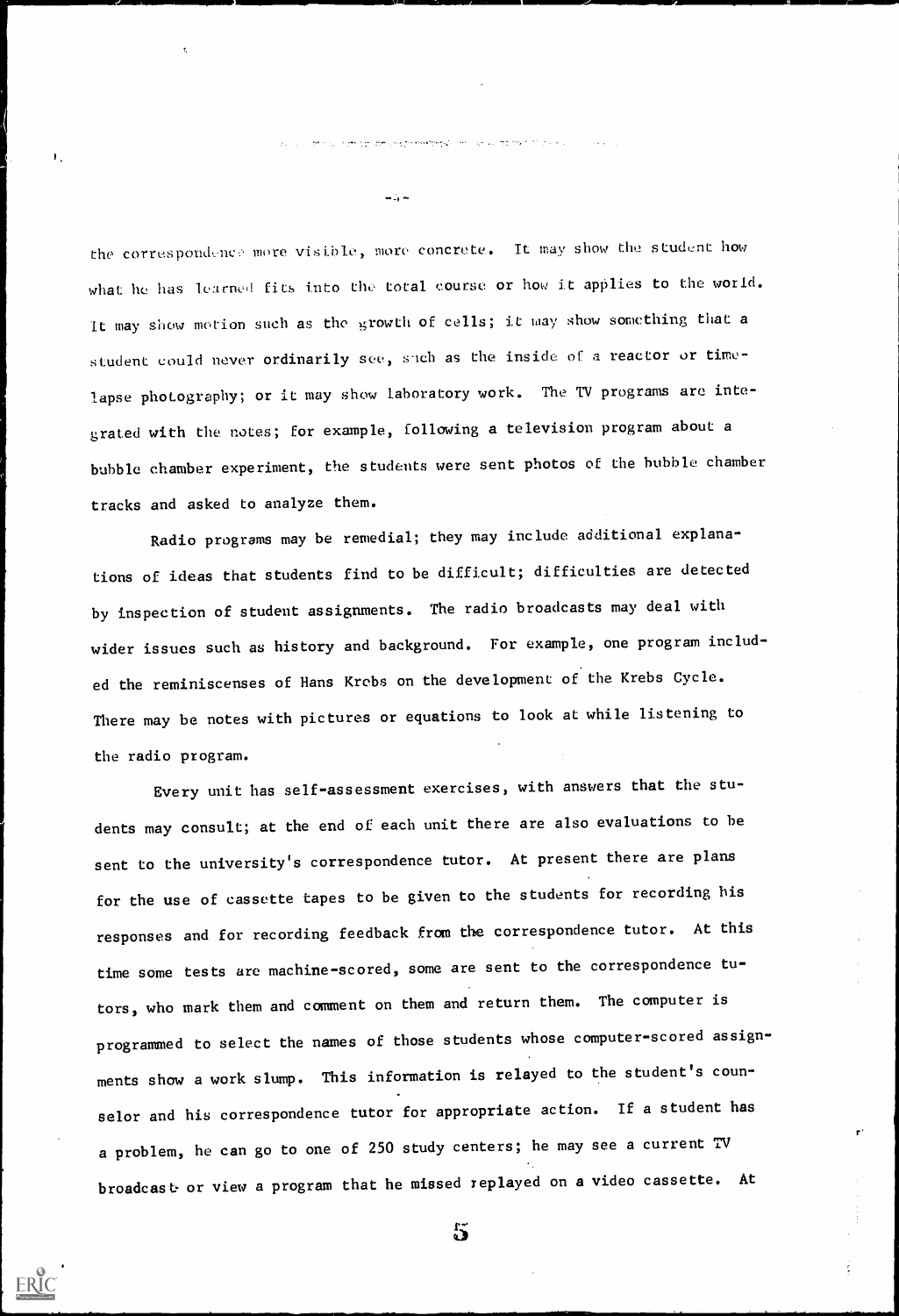the correspondence more visible, more concrete. It may show the student how what he has learned fits into the total course or how it applies to the world. It may show motion such as the growth of cells; it may show something that a student could never ordinarily see, such as the inside of a reactor or time-lapse photography; or it may show laboratory work. The TV programs are integrated with the notes; for example, following a television program about a bubble chamber experiment, the students were sent photos of the bubble chamber tracks and asked to analyze them.

Radio programs may be remedial; they may include additional explanations of ideas that students find to be difficult; difficulties are detected by inspection of student assignments. The radio broadcasts may deal with wider issues such as history and background. For example, one program included the reminiscenses of Hans Krebs on the development of the Krebs Cycle. There may be notes with pictures or equations to look at while listening to the radio program.

Every unit has self-assessment exercises, with answers that the students may consult; at the end of each unit there are also evaluations to be sent to the university's correspondence tutor. At present there are plans for the use of cassette tapes to be given to the students for recording his responses and for recording feedback from the correspondence tutor. At this time some tests are machine-scored, some are sent to the correspondence tutors, who mark them and comment on them and return them. The computer is programmed to select the names of those students whose computer-scored assignments show a work slump. This information is relayed to the student's counselor and his correspondence tutor for appropriate action. If a student has a problem, he can go to one of 250 study centers; he may see a current TV broadcast or view a program that he missed replayed on a video cassette. At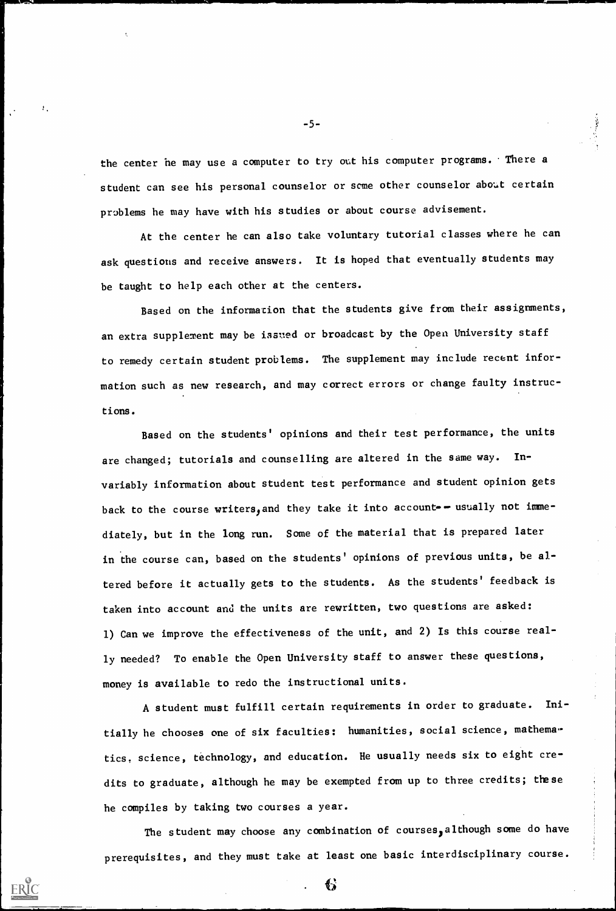the center he may use a computer to try out his computer programs. There a student can see his personal counselor or some other counselor about certain problems he may have with his studies or about course advisement.

At the center he can also take voluntary tutorial classes where he can ask questions and receive answers. It is hoped that eventually students may be taught to help each other at the centers.

Based on the information that the students give from their assignments, an extra supplement may be issued or broadcast by the Open University staff to remedy certain student problems. The supplement may include recent information such as new research, and may correct errors or change faulty instructions.

Based on the students' opinions and their test performance, the units are changed; tutorials and counselling are altered in the same way. Invariably information about student test performance and student opinion gets back to the course writers, and they take it into account -- usually not immediately, but in the long run. Some of the material that is prepared later in the course can, based on the students' opinions of previous units, be altered before it actually gets to the students. As the students' feedback is taken into account and the units are rewritten, two questions are asked: 1) Can we improve the effectiveness of the unit, and 2) Is this course really needed? To enable the Open University staff to answer these questions, money is available to redo the instructional units.

A student must fulfill certain requirements in order to graduate. Initially he chooses one of six faculties: humanities, social science, mathematics, science, technology, and education. He usually needs six to eight credits to graduate, although he may be exempted from up to three credits; these he compiles by taking two courses a year.

The student may choose any combination of courses, although some do have prerequisites, and they must take at least one basic interdisciplinary course.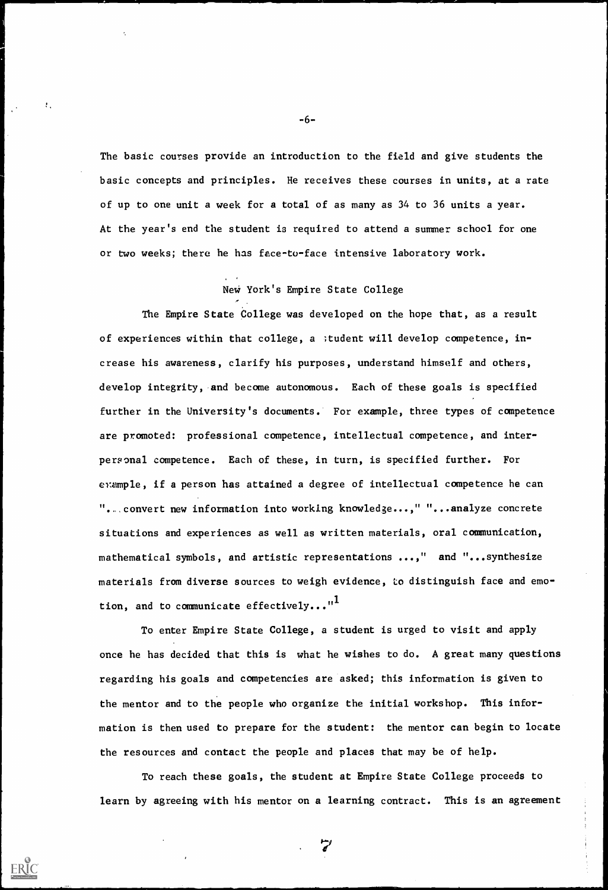The basic courses provide an introduction to the field and give students the basic concepts and principles. He receives these courses in units, at a rate of up to one unit a week for a total of as many as 34 to 36 units a year. At the year's end the student is required to attend a summer school for one or two weeks; there he has face-to-face intensive laboratory work.

## New York's Empire State College

The Empire State College was developed on the hope that, as a result of experiences within that college, a student will develop competence, increase his awareness, clarify his purposes, understand himself and others, develop integrity, and become autonomous. Each of these goals is specified further in the University's documents. For example, three types of competence are promoted: professional competence, intellectual competence, and interpersonal competence. Each of these, in turn, is specified further. For example, if a person has attained a degree of intellectual competence he can "...convert new information into working knowledge...," "...analyze concrete situations and experiences as well as written materials, oral communication, mathematical symbols, and artistic representations ...," and "...synthesize materials from diverse sources to weigh evidence, to distinguish face and emotion, and to communicate effectively..."[1]

To enter Empire State College, a student is urged to visit and apply once he has decided that this is what he wishes to do. A great many questions regarding his goals and competencies are asked; this information is given to the mentor and to the people who organize the initial workshop. This information is then used to prepare for the student: the mentor can begin to locate the resources and contact the people and places that may be of help.

To reach these goals, the student at Empire State College proceeds to learn by agreeing with his mentor on a learning contract. This is an agreement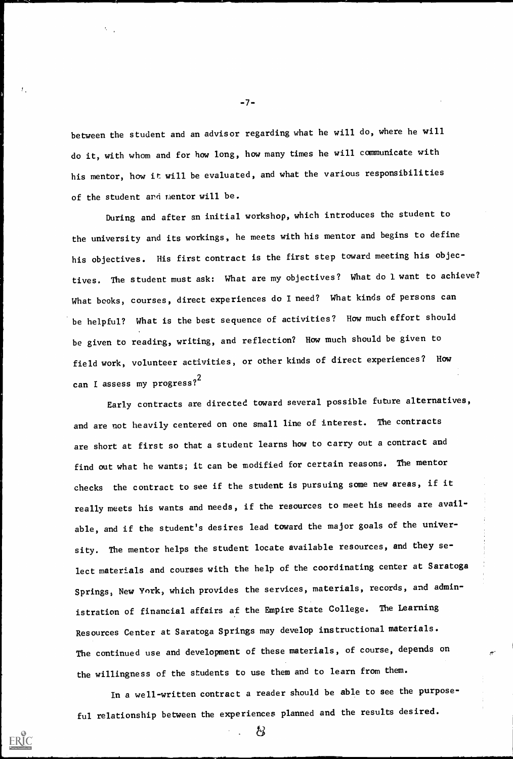between the student and an advisor regarding what he will do, where he will do it, with whom and for how long, how many times he will communicate with his mentor, how it will be evaluated, and what the various responsibilities of the student and mentor will be.

During and after an initial workshop, which introduces the student to the university and its workings, he meets with his mentor and begins to define his objectives. His first contract is the first step toward meeting his objectives. The student must ask: What are my objectives? What do I want to achieve? What books, courses, direct experiences do I need? What kinds of persons can be helpful? What is the best sequence of activities? How much effort should be given to reading, writing, and reflection? How much should be given to field work, volunteer activities, or other kinds of direct experiences? How can I assess my progress?[2]

Early contracts are directed toward several possible future alternatives, and are not heavily centered on one small line of interest. The contracts are short at first so that a student learns how to carry out a contract and find out what he wants; it can be modified for certain reasons. The mentor checks the contract to see if the student is pursuing some new areas, if it really meets his wants and needs, if the resources to meet his needs are available, and if the student's desires lead toward the major goals of the university. The mentor helps the student locate available resources, and they select materials and courses with the help of the coordinating center at Saratoga Springs, New York, which provides the services, materials, records, and administration of financial affairs af the Empire State College. The Learning Resources Center at Saratoga Springs may develop instructional materials. The continued use and development of these materials, of course, depends on the willingness of the students to use them and to learn from them.

In a well-written contract a reader should be able to see the purposeful relationship between the experiences planned and the results desired.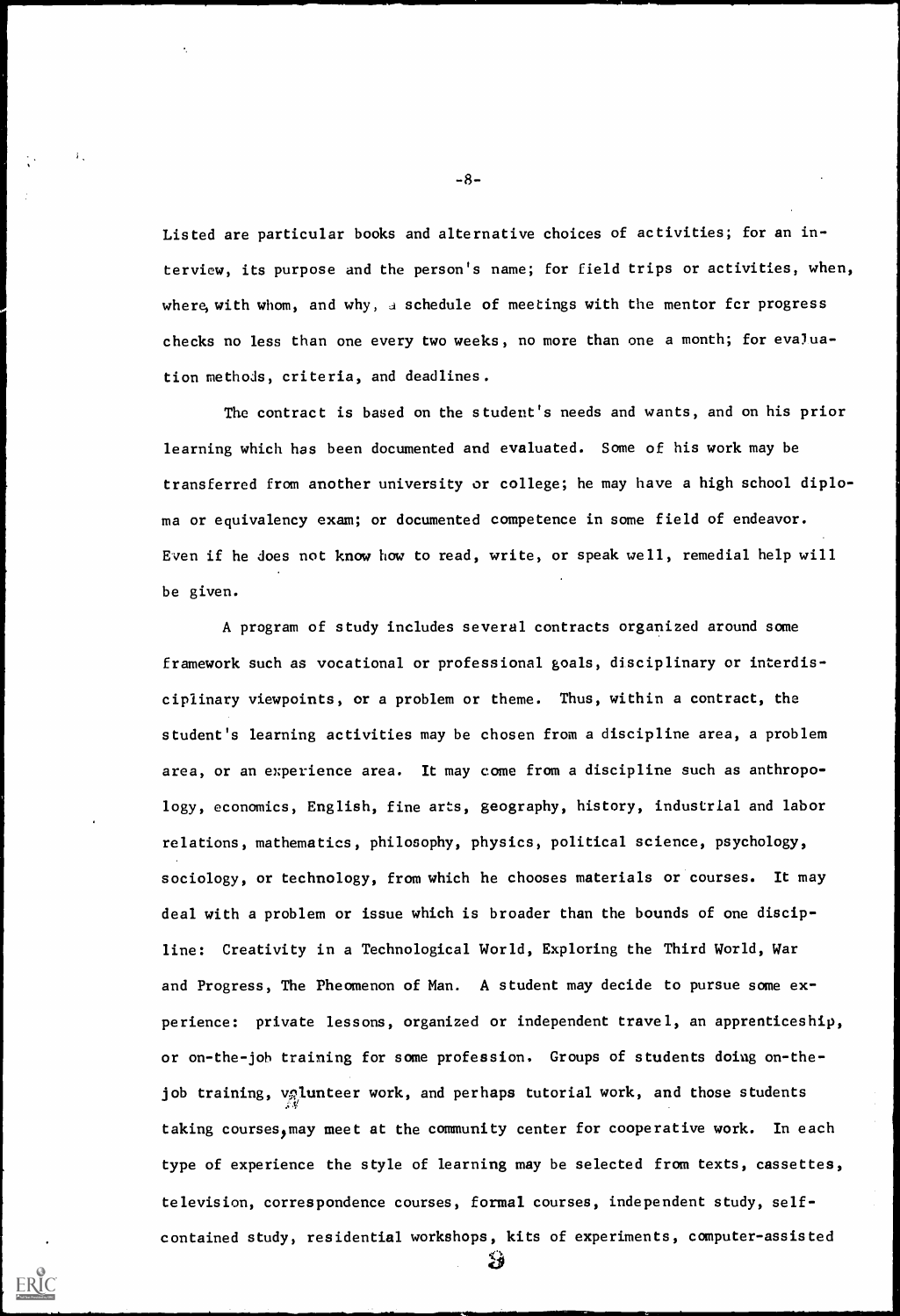Listed are particular books and alternative choices of activities; for an interview, its purpose and the person's name; for field trips or activities, when, where, with whom, and why, a schedule of meetings with the mentor for progress checks no less than one every two weeks, no more than one a month; for evaluation methods, criteria, and deadlines.

The contract is based on the student's needs and wants, and on his prior learning which has been documented and evaluated. Some of his work may be transferred from another university or college; he may have a high school diploma or equivalency exam; or documented competence in some field of endeavor. Even if he does not know how to read, write, or speak well, remedial help will be given.

A program of study includes several contracts organized around some framework such as vocational or professional goals, disciplinary or interdisciplinary viewpoints, or a problem or theme. Thus, within a contract, the student's learning activities may be chosen from a discipline area, a problem area, or an experience area. It may come from a discipline such as anthropology, economics, English, fine arts, geography, history, industrial and labor relations, mathematics, philosophy, physics, political science, psychology, sociology, or technology, from which he chooses materials or courses. It may deal with a problem or issue which is broader than the bounds of one discipline: Creativity in a Technological World, Exploring the Third World, War and Progress, The Pheomenon of Man. A student may decide to pursue some experience: private lessons, organized or independent travel, an apprenticeship, or on-the-job training for some profession. Groups of students doing on-the-job training, volunteer work, and perhaps tutorial work, and those students taking courses, may meet at the community center for cooperative work. In each type of experience the style of learning may be selected from texts, cassettes, television, correspondence courses, formal courses, independent study, self-contained study, residential workshops, kits of experiments, computer-assisted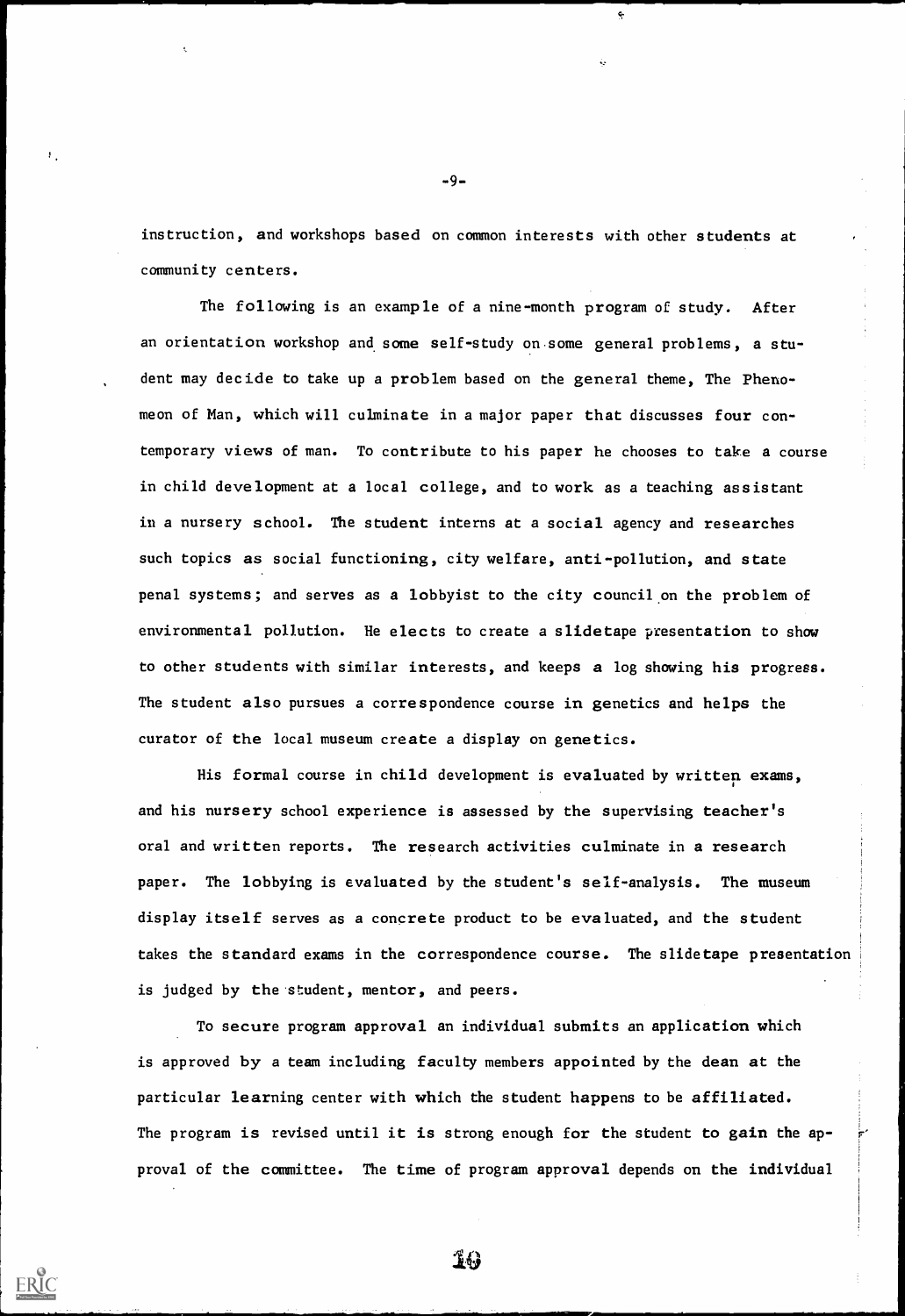instruction, and workshops based on common interests with other students at community centers.

The following is an example of a nine-month program of study. After an orientation workshop and some self-study on some general problems, a student may decide to take up a problem based on the general theme, The Phenomeon of Man, which will culminate in a major paper that discusses four contemporary views of man. To contribute to his paper he chooses to take a course in child development at a local college, and to work as a teaching assistant in a nursery school. The student interns at a social agency and researches such topics as social functioning, city welfare, anti-pollution, and state penal systems; and serves as a lobbyist to the city council on the problem of environmental pollution. He elects to create a slidetape presentation to show to other students with similar interests, and keeps a log showing his progress. The student also pursues a correspondence course in genetics and helps the curator of the local museum create a display on genetics.

His formal course in child development is evaluated by written exams, and his nursery school experience is assessed by the supervising teacher's oral and written reports. The research activities culminate in a research paper. The lobbying is evaluated by the student's self-analysis. The museum display itself serves as a concrete product to be evaluated, and the student takes the standard exams in the correspondence course. The slidetape presentation is judged by the student, mentor, and peers.

To secure program approval an individual submits an application which is approved by a team including faculty members appointed by the dean at the particular learning center with which the student happens to be affiliated. The program is revised until it is strong enough for the student to gain the approval of the committee. The time of program approval depends on the individual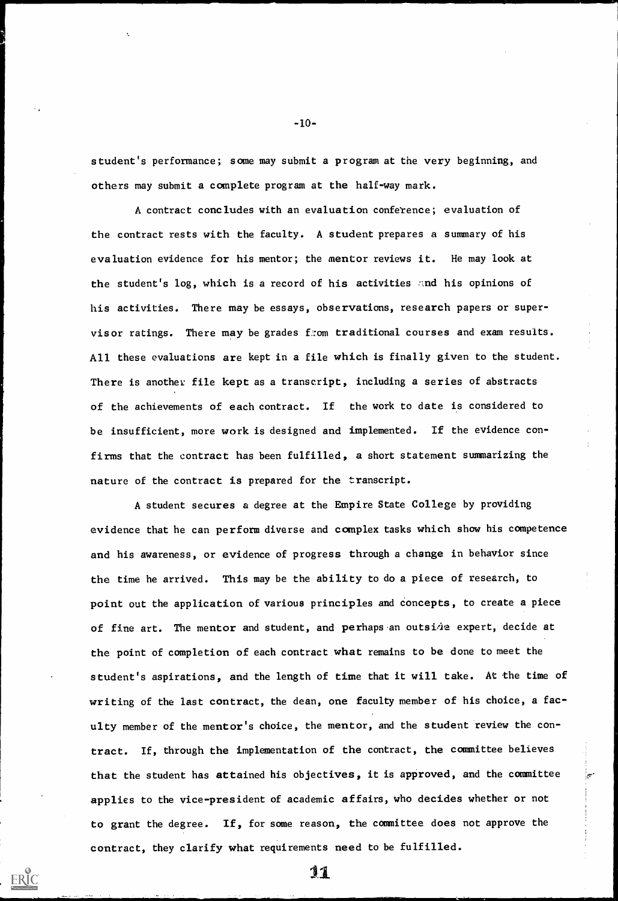student's performance; some may submit a program at the very beginning, and others may submit a complete program at the half-way mark.

A contract concludes with an evaluation conference; evaluation of the contract rests with the faculty. A student prepares a summary of his evaluation evidence for his mentor; the mentor reviews it. He may look at the student's log, which is a record of his activities and his opinions of his activities. There may be essays, observations, research papers or supervisor ratings. There may be grades from traditional courses and exam results. All these evaluations are kept in a file which is finally given to the student. There is another file kept as a transcript, including a series of abstracts of the achievements of each contract. If the work to date is considered to be insufficient, more work is designed and implemented. If the evidence confirms that the contract has been fulfilled, a short statement summarizing the nature of the contract is prepared for the transcript.

A student secures a degree at the Empire State College by providing evidence that he can perform diverse and complex tasks which show his competence and his awareness, or evidence of progress through a change in behavior since the time he arrived. This may be the ability to do a piece of research, to point out the application of various principles and concepts, to create a piece of fine art. The mentor and student, and perhaps an outside expert, decide at the point of completion of each contract what remains to be done to meet the student's aspirations, and the length of time that it will take. At the time of writing of the last contract, the dean, one faculty member of his choice, a faculty member of the mentor's choice, the mentor, and the student review the contract. If, through the implementation of the contract, the committee believes that the student has attained his objectives, it is approved, and the committee applies to the vice-president of academic affairs, who decides whether or not to grant the degree. If, for some reason, the committee does not approve the contract, they clarify what requirements need to be fulfilled.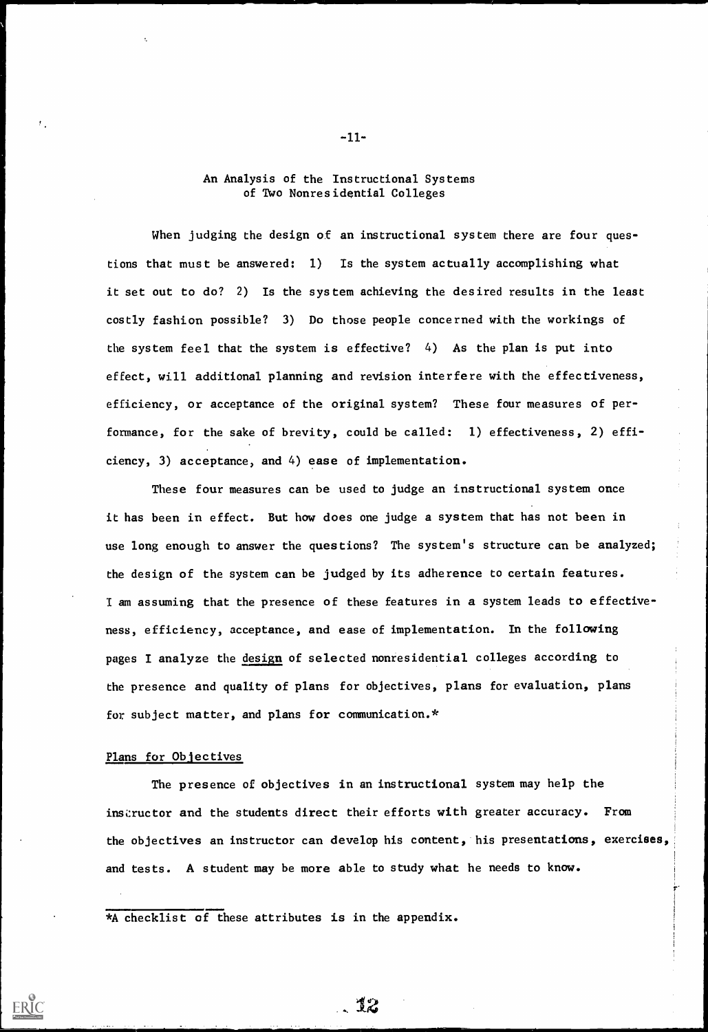## An Analysis of the Instructional Systems of Two Nonresidential Colleges

When judging the design of an instructional system there are four questions that must be answered: 1) Is the system actually accomplishing what it set out to do? 2) Is the system achieving the desired results in the least costly fashion possible? 3) Do those people concerned with the workings of the system feel that the system is effective? 4) As the plan is put into effect, will additional planning and revision interfere with the effectiveness, efficiency, or acceptance of the original system? These four measures of performance, for the sake of brevity, could be called: 1) effectiveness, 2) efficiency, 3) acceptance, and 4) ease of implementation.

These four measures can be used to judge an instructional system once it has been in effect. But how does one judge a system that has not been in use long enough to answer the questions? The system's structure can be analyzed; the design of the system can be judged by its adherence to certain features. I am assuming that the presence of these features in a system leads to effectiveness, efficiency, acceptance, and ease of implementation. In the following pages I analyze the <u>design</u> of selected nonresidential colleges according to the presence and quality of plans for objectives, plans for evaluation, plans for subject matter, and plans for communication.*

### Plans for Objectives

The presence of objectives in an instructional system may help the instructor and the students direct their efforts with greater accuracy. From the objectives an instructor can develop his content, his presentations, exercises, and tests. A student may be more able to study what he needs to know.

---

*A checklist of these attributes is in the appendix.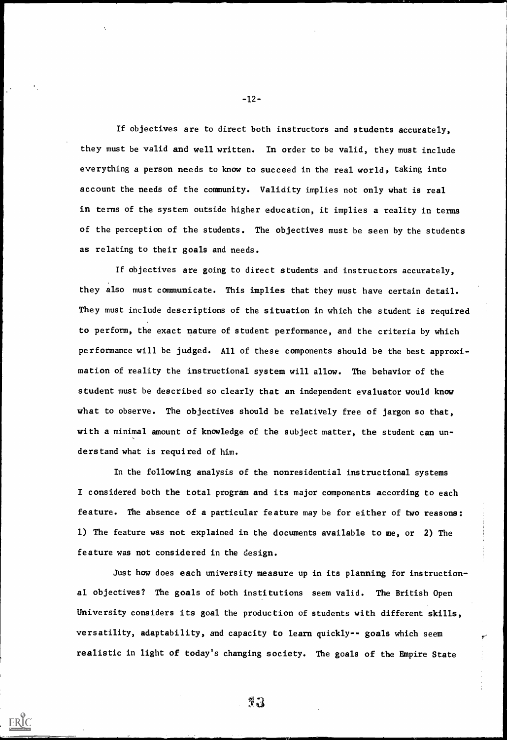If objectives are to direct both instructors and students accurately, they must be valid and well written. In order to be valid, they must include everything a person needs to know to succeed in the real world, taking into account the needs of the community. Validity implies not only what is real in terms of the system outside higher education, it implies a reality in terms of the perception of the students. The objectives must be seen by the students as relating to their goals and needs.

If objectives are going to direct students and instructors accurately, they also must communicate. This implies that they must have certain detail. They must include descriptions of the situation in which the student is required to perform, the exact nature of student performance, and the criteria by which performance will be judged. All of these components should be the best approximation of reality the instructional system will allow. The behavior of the student must be described so clearly that an independent evaluator would know what to observe. The objectives should be relatively free of jargon so that, with a minimal amount of knowledge of the subject matter, the student can understand what is required of him.

In the following analysis of the nonresidential instructional systems I considered both the total program and its major components according to each feature. The absence of a particular feature may be for either of two reasons: 1) The feature was not explained in the documents available to me, or 2) The feature was not considered in the design.

Just how does each university measure up in its planning for instructional objectives? The goals of both institutions seem valid. The British Open University considers its goal the production of students with different skills, versatility, adaptability, and capacity to learn quickly-- goals which seem realistic in light of today's changing society. The goals of the Empire State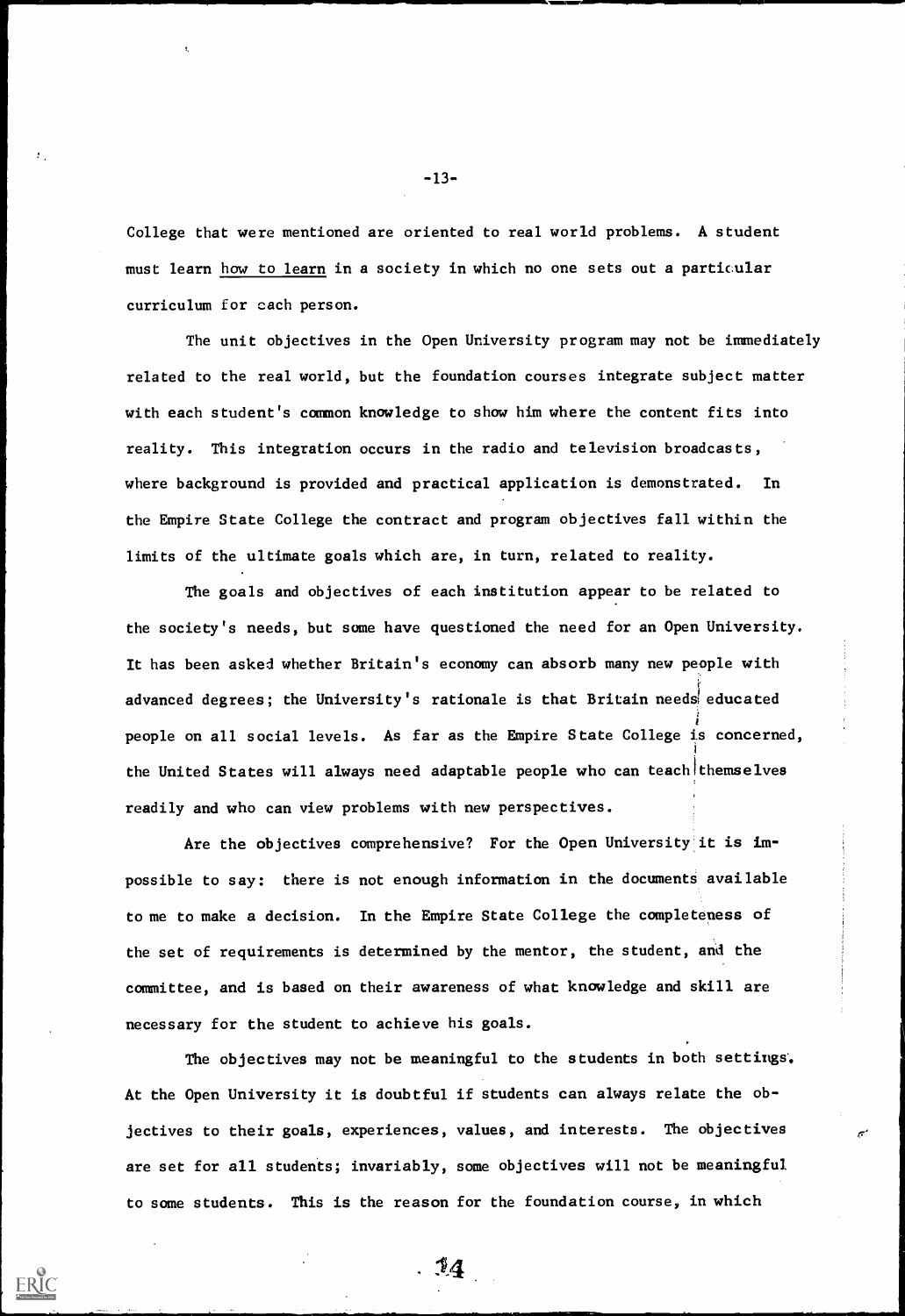College that were mentioned are oriented to real world problems. A student must learn how to learn in a society in which no one sets out a particular curriculum for each person.

The unit objectives in the Open University program may not be immediately related to the real world, but the foundation courses integrate subject matter with each student's common knowledge to show him where the content fits into reality. This integration occurs in the radio and television broadcasts, where background is provided and practical application is demonstrated. In the Empire State College the contract and program objectives fall within the limits of the ultimate goals which are, in turn, related to reality.

The goals and objectives of each institution appear to be related to the society's needs, but some have questioned the need for an Open University. It has been asked whether Britain's economy can absorb many new people with advanced degrees; the University's rationale is that Britain needs educated people on all social levels. As far as the Empire State College is concerned, the United States will always need adaptable people who can teach themselves readily and who can view problems with new perspectives.

Are the objectives comprehensive? For the Open University it is impossible to say: there is not enough information in the documents available to me to make a decision. In the Empire State College the completeness of the set of requirements is determined by the mentor, the student, and the committee, and is based on their awareness of what knowledge and skill are necessary for the student to achieve his goals.

The objectives may not be meaningful to the students in both settings. At the Open University it is doubtful if students can always relate the objectives to their goals, experiences, values, and interests. The objectives are set for all students; invariably, some objectives will not be meaningful to some students. This is the reason for the foundation course, in which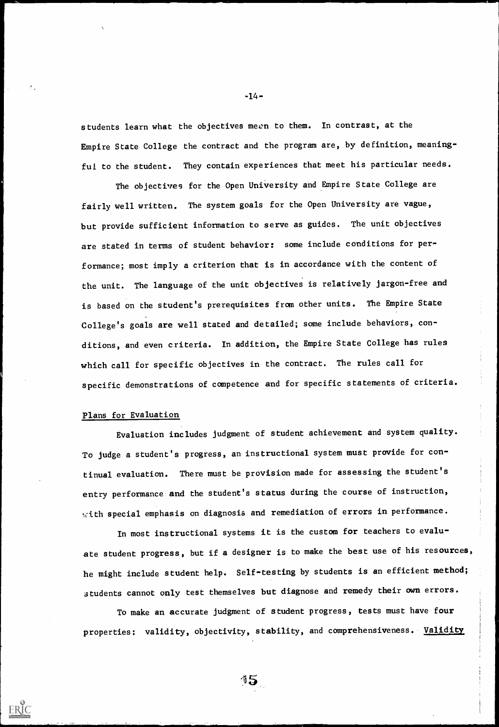students learn what the objectives mean to them. In contrast, at the Empire State College the contract and the program are, by definition, meaningful to the student. They contain experiences that meet his particular needs.

The objectives for the Open University and Empire State College are fairly well written. The system goals for the Open University are vague, but provide sufficient information to serve as guides. The unit objectives are stated in terms of student behavior: some include conditions for performance; most imply a criterion that is in accordance with the content of the unit. The language of the unit objectives is relatively jargon-free and is based on the student's prerequisites from other units. The Empire State College's goals are well stated and detailed; some include behaviors, conditions, and even criteria. In addition, the Empire State College has rules which call for specific objectives in the contract. The rules call for specific demonstrations of competence and for specific statements of criteria.

## Plans for Evaluation

Evaluation includes judgment of student achievement and system quality. To judge a student's progress, an instructional system must provide for continual evaluation. There must be provision made for assessing the student's entry performance and the student's status during the course of instruction, with special emphasis on diagnosis and remediation of errors in performance.

In most instructional systems it is the custom for teachers to evaluate student progress, but if a designer is to make the best use of his resources, he might include student help. Self-testing by students is an efficient method; students cannot only test themselves but diagnose and remedy their own errors.

To make an accurate judgment of student progress, tests must have four properties: validity, objectivity, stability, and comprehensiveness. Validity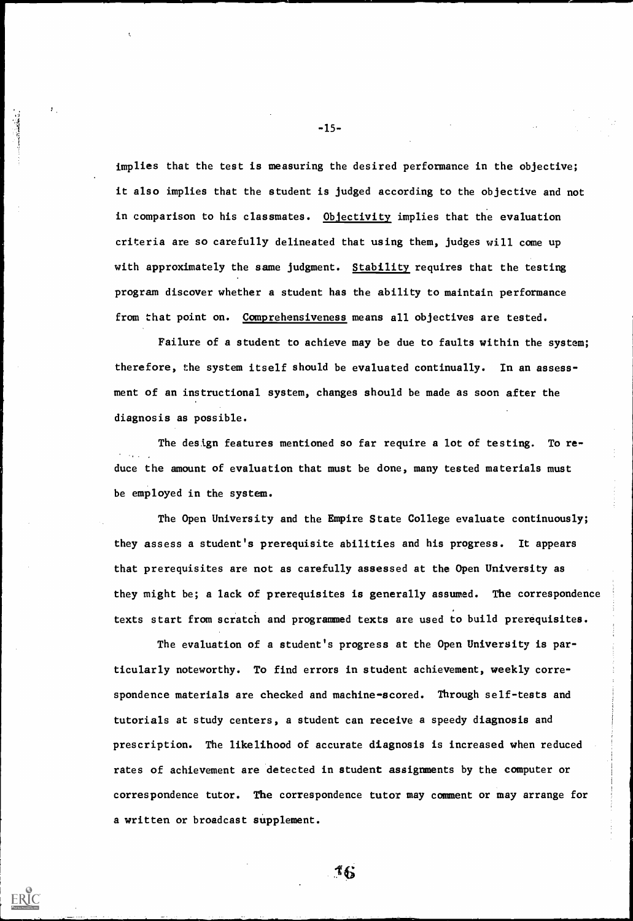implies that the test is measuring the desired performance in the objective; it also implies that the student is judged according to the objective and not in comparison to his classmates. Objectivity implies that the evaluation criteria are so carefully delineated that using them, judges will come up with approximately the same judgment. Stability requires that the testing program discover whether a student has the ability to maintain performance from that point on. Comprehensiveness means all objectives are tested.

Failure of a student to achieve may be due to faults within the system; therefore, the system itself should be evaluated continually. In an assessment of an instructional system, changes should be made as soon after the diagnosis as possible.

The design features mentioned so far require a lot of testing. To reduce the amount of evaluation that must be done, many tested materials must be employed in the system.

The Open University and the Empire State College evaluate continuously; they assess a student's prerequisite abilities and his progress. It appears that prerequisites are not as carefully assessed at the Open University as they might be; a lack of prerequisites is generally assumed. The correspondence texts start from scratch and programmed texts are used to build prerequisites.

The evaluation of a student's progress at the Open University is particularly noteworthy. To find errors in student achievement, weekly correspondence materials are checked and machine-scored. Through self-tests and tutorials at study centers, a student can receive a speedy diagnosis and prescription. The likelihood of accurate diagnosis is increased when reduced rates of achievement are detected in student assignments by the computer or correspondence tutor. The correspondence tutor may comment or may arrange for a written or broadcast supplement.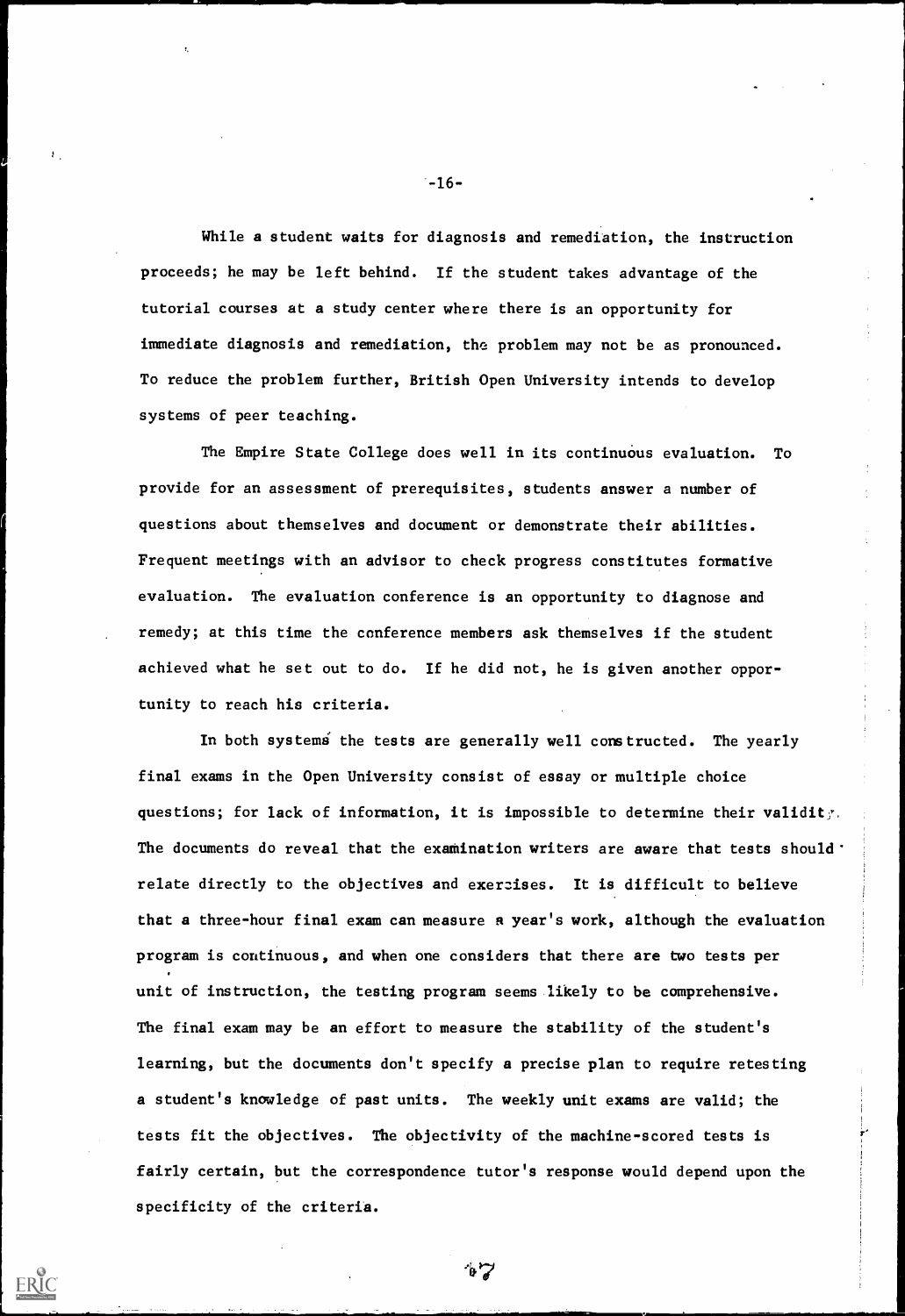While a student waits for diagnosis and remediation, the instruction proceeds; he may be left behind. If the student takes advantage of the tutorial courses at a study center where there is an opportunity for immediate diagnosis and remediation, the problem may not be as pronounced. To reduce the problem further, British Open University intends to develop systems of peer teaching.

The Empire State College does well in its continuous evaluation. To provide for an assessment of prerequisites, students answer a number of questions about themselves and document or demonstrate their abilities. Frequent meetings with an advisor to check progress constitutes formative evaluation. The evaluation conference is an opportunity to diagnose and remedy; at this time the conference members ask themselves if the student achieved what he set out to do. If he did not, he is given another opportunity to reach his criteria.

In both systems the tests are generally well constructed. The yearly final exams in the Open University consist of essay or multiple choice questions; for lack of information, it is impossible to determine their validity. The documents do reveal that the examination writers are aware that tests should relate directly to the objectives and exercises. It is difficult to believe that a three-hour final exam can measure a year's work, although the evaluation program is continuous, and when one considers that there are two tests per unit of instruction, the testing program seems likely to be comprehensive. The final exam may be an effort to measure the stability of the student's learning, but the documents don't specify a precise plan to require retesting a student's knowledge of past units. The weekly unit exams are valid; the tests fit the objectives. The objectivity of the machine-scored tests is fairly certain, but the correspondence tutor's response would depend upon the specificity of the criteria.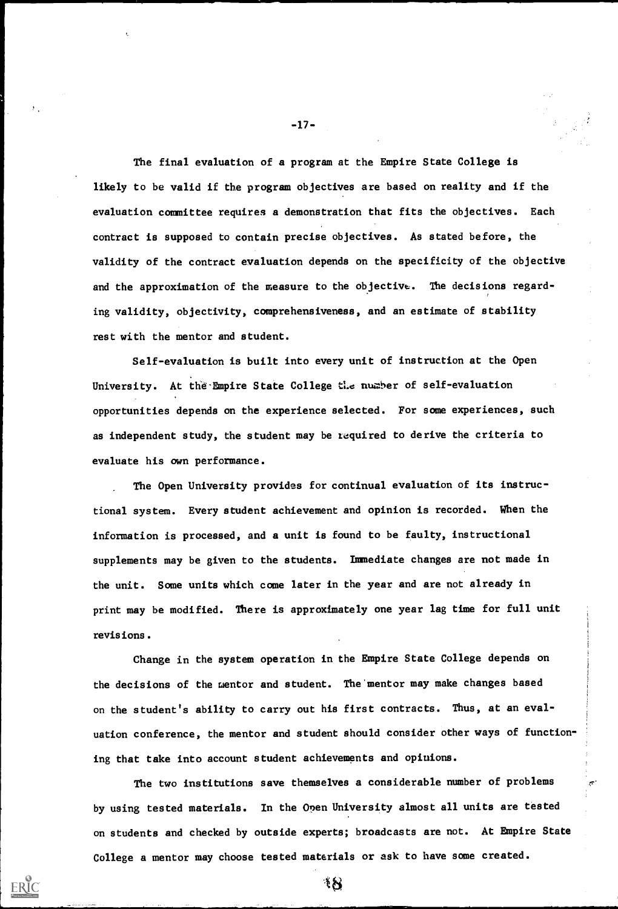The final evaluation of a program at the Empire State College is likely to be valid if the program objectives are based on reality and if the evaluation committee requires a demonstration that fits the objectives. Each contract is supposed to contain precise objectives. As stated before, the validity of the contract evaluation depends on the specificity of the objective and the approximation of the measure to the objective. The decisions regarding validity, objectivity, comprehensiveness, and an estimate of stability rest with the mentor and student.

Self-evaluation is built into every unit of instruction at the Open University. At the Empire State College the number of self-evaluation opportunities depends on the experience selected. For some experiences, such as independent study, the student may be required to derive the criteria to evaluate his own performance.

The Open University provides for continual evaluation of its instructional system. Every student achievement and opinion is recorded. When the information is processed, and a unit is found to be faulty, instructional supplements may be given to the students. Immediate changes are not made in the unit. Some units which come later in the year and are not already in print may be modified. There is approximately one year lag time for full unit revisions.

Change in the system operation in the Empire State College depends on the decisions of the mentor and student. The mentor may make changes based on the student's ability to carry out his first contracts. Thus, at an evaluation conference, the mentor and student should consider other ways of functioning that take into account student achievements and opinions.

The two institutions save themselves a considerable number of problems by using tested materials. In the Open University almost all units are tested on students and checked by outside experts; broadcasts are not. At Empire State College a mentor may choose tested materials or ask to have some created.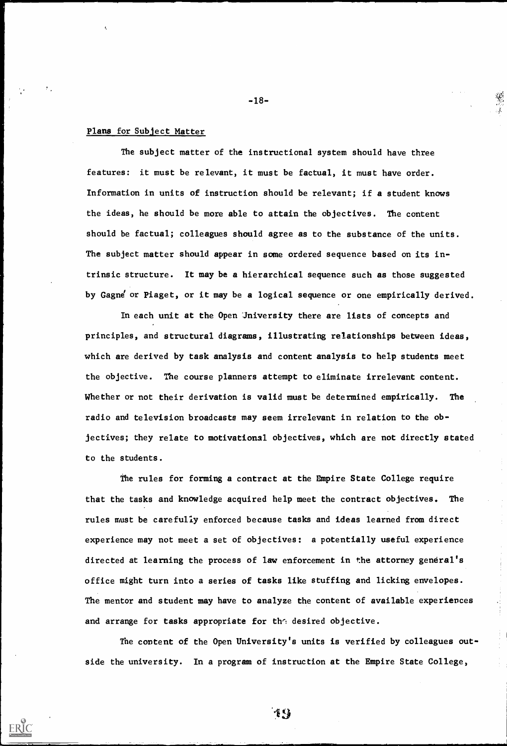## Plans for Subject Matter

The subject matter of the instructional system should have three features: it must be relevant, it must be factual, it must have order. Information in units of instruction should be relevant; if a student knows the ideas, he should be more able to attain the objectives. The content should be factual; colleagues should agree as to the substance of the units. The subject matter should appear in some ordered sequence based on its intrinsic structure. It may be a hierarchical sequence such as those suggested by Gagné or Piaget, or it may be a logical sequence or one empirically derived.

In each unit at the Open University there are lists of concepts and principles, and structural diagrams, illustrating relationships between ideas, which are derived by task analysis and content analysis to help students meet the objective. The course planners attempt to eliminate irrelevant content. Whether or not their derivation is valid must be determined empirically. The radio and television broadcasts may seem irrelevant in relation to the objectives; they relate to motivational objectives, which are not directly stated to the students.

The rules for forming a contract at the Empire State College require that the tasks and knowledge acquired help meet the contract objectives. The rules must be carefully enforced because tasks and ideas learned from direct experience may not meet a set of objectives: a potentially useful experience directed at learning the process of law enforcement in the attorney general's office might turn into a series of tasks like stuffing and licking envelopes. The mentor and student may have to analyze the content of available experiences and arrange for tasks appropriate for the desired objective.

The content of the Open University's units is verified by colleagues outside the university. In a program of instruction at the Empire State College,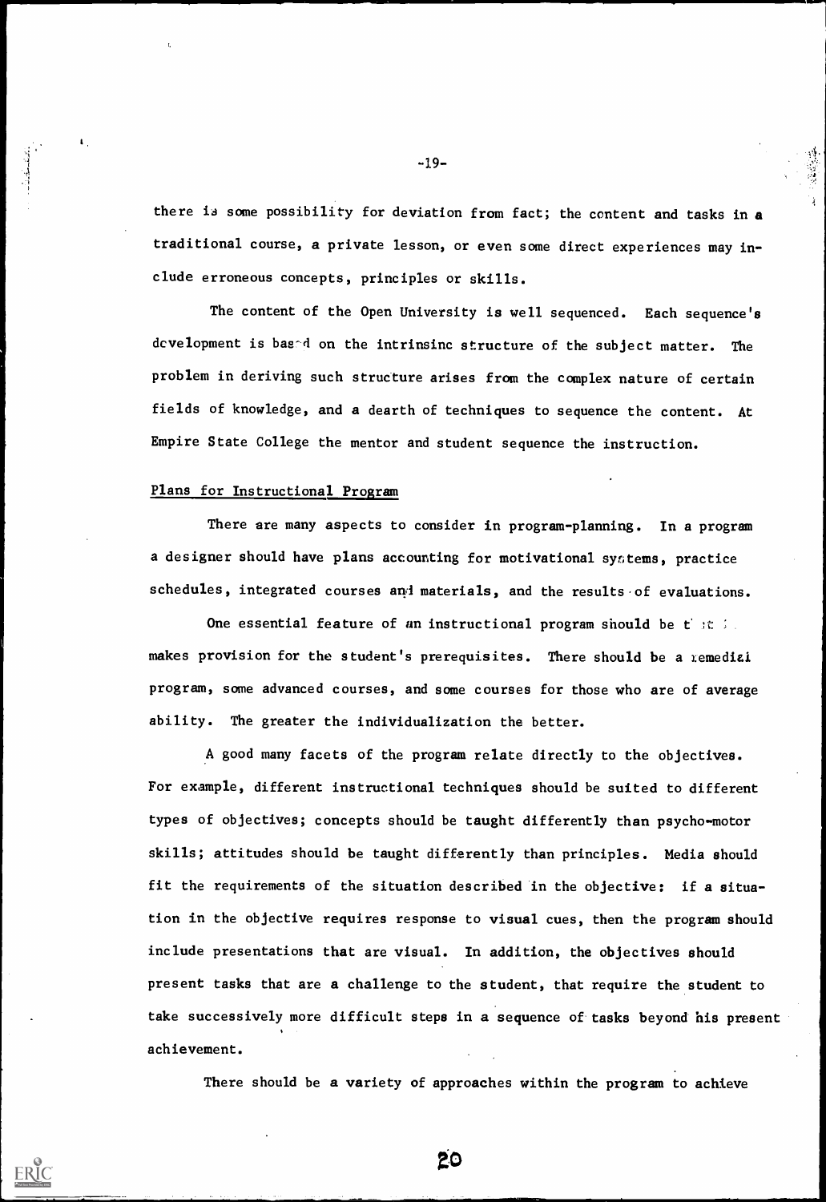there is some possibility for deviation from fact; the content and tasks in a traditional course, a private lesson, or even some direct experiences may include erroneous concepts, principles or skills.

The content of the Open University is well sequenced. Each sequence's development is based on the intrinsinc structure of the subject matter. The problem in deriving such structure arises from the complex nature of certain fields of knowledge, and a dearth of techniques to sequence the content. At Empire State College the mentor and student sequence the instruction.

## Plans for Instructional Program

There are many aspects to consider in program-planning. In a program a designer should have plans accounting for motivational systems, practice schedules, integrated courses and materials, and the results of evaluations.

One essential feature of an instructional program should be that it makes provision for the student's prerequisites. There should be a remedial program, some advanced courses, and some courses for those who are of average ability. The greater the individualization the better.

A good many facets of the program relate directly to the objectives. For example, different instructional techniques should be suited to different types of objectives; concepts should be taught differently than psycho-motor skills; attitudes should be taught differently than principles. Media should fit the requirements of the situation described in the objective: if a situation in the objective requires response to visual cues, then the program should include presentations that are visual. In addition, the objectives should present tasks that are a challenge to the student, that require the student to take successively more difficult steps in a sequence of tasks beyond his present achievement.

There should be a variety of approaches within the program to achieve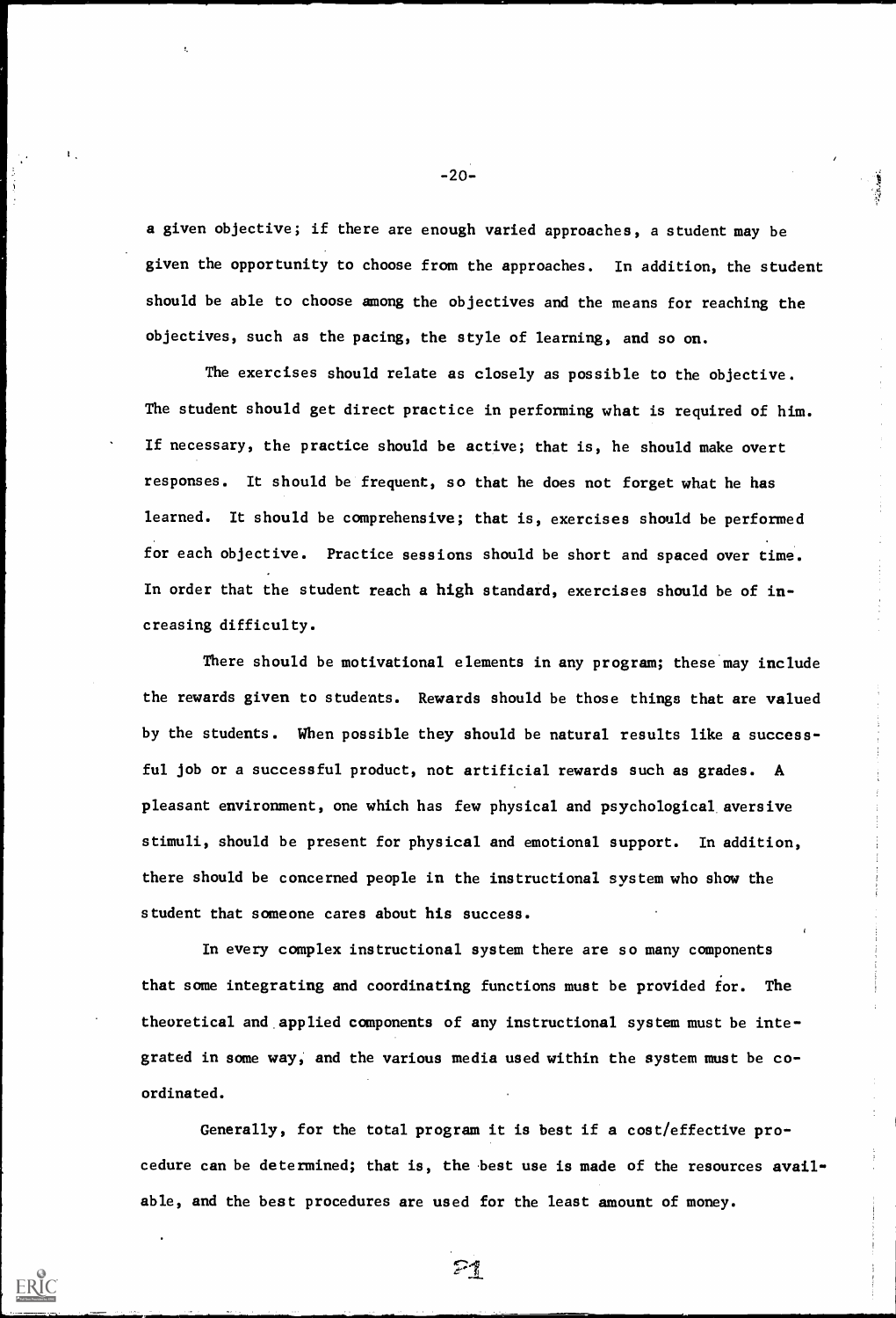a given objective; if there are enough varied approaches, a student may be given the opportunity to choose from the approaches. In addition, the student should be able to choose among the objectives and the means for reaching the objectives, such as the pacing, the style of learning, and so on.

The exercises should relate as closely as possible to the objective. The student should get direct practice in performing what is required of him. If necessary, the practice should be active; that is, he should make overt responses. It should be frequent, so that he does not forget what he has learned. It should be comprehensive; that is, exercises should be performed for each objective. Practice sessions should be short and spaced over time. In order that the student reach a high standard, exercises should be of increasing difficulty.

There should be motivational elements in any program; these may include the rewards given to students. Rewards should be those things that are valued by the students. When possible they should be natural results like a successful job or a successful product, not artificial rewards such as grades. A pleasant environment, one which has few physical and psychological aversive stimuli, should be present for physical and emotional support. In addition, there should be concerned people in the instructional system who show the student that someone cares about his success.

In every complex instructional system there are so many components that some integrating and coordinating functions must be provided for. The theoretical and applied components of any instructional system must be integrated in some way, and the various media used within the system must be coordinated.

Generally, for the total program it is best if a cost/effective procedure can be determined; that is, the best use is made of the resources available, and the best procedures are used for the least amount of money.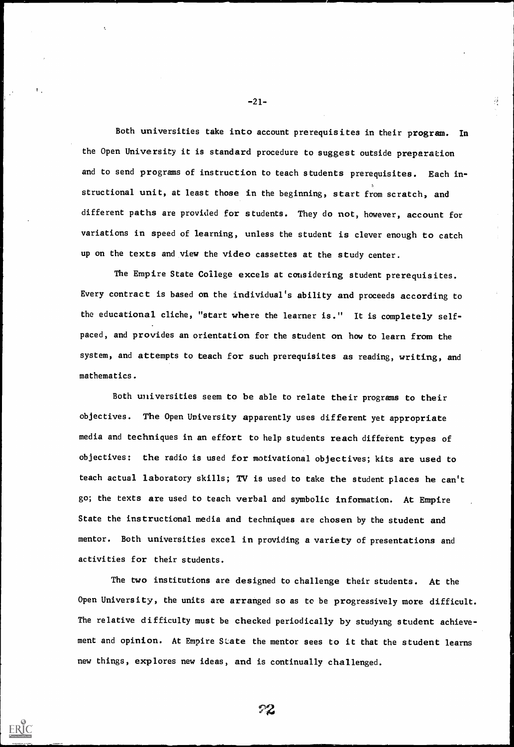Both universities take into account prerequisites in their program. In the Open University it is standard procedure to suggest outside preparation and to send programs of instruction to teach students prerequisites. Each instructional unit, at least those in the beginning, start from scratch, and different paths are provided for students. They do not, however, account for variations in speed of learning, unless the student is clever enough to catch up on the texts and view the video cassettes at the study center.

The Empire State College excels at considering student prerequisites. Every contract is based on the individual's ability and proceeds according to the educational cliche, "start where the learner is." It is completely self-paced, and provides an orientation for the student on how to learn from the system, and attempts to teach for such prerequisites as reading, writing, and mathematics.

Both universities seem to be able to relate their programs to their objectives. The Open University apparently uses different yet appropriate media and techniques in an effort to help students reach different types of objectives: the radio is used for motivational objectives; kits are used to teach actual laboratory skills; TV is used to take the student places he can't go; the texts are used to teach verbal and symbolic information. At Empire State the instructional media and techniques are chosen by the student and mentor. Both universities excel in providing a variety of presentations and activities for their students.

The two institutions are designed to challenge their students. At the Open University, the units are arranged so as to be progressively more difficult. The relative difficulty must be checked periodically by studying student achievement and opinion. At Empire State the mentor sees to it that the student learns new things, explores new ideas, and is continually challenged.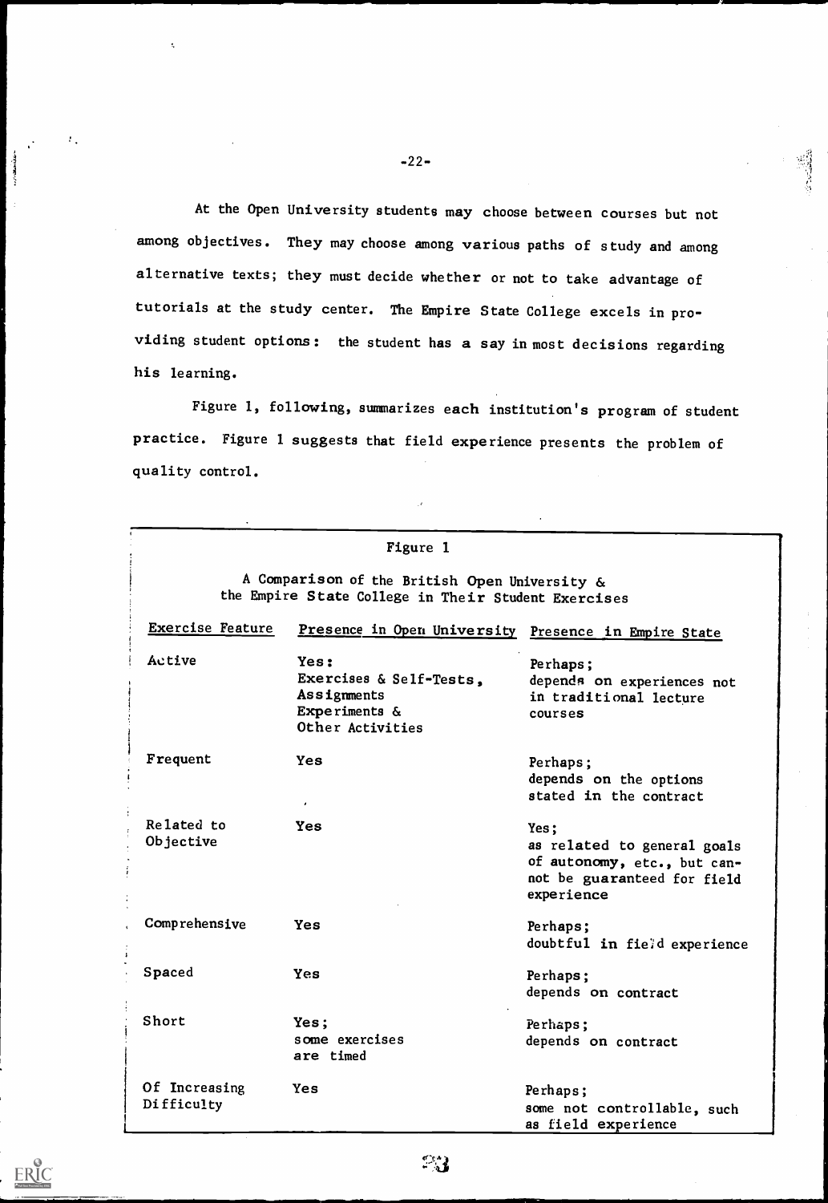At the Open University students may choose between courses but not among objectives. They may choose among various paths of study and among alternative texts; they must decide whether or not to take advantage of tutorials at the study center. The Empire State College excels in providing student options: the student has a say in most decisions regarding his learning.

Figure 1, following, summarizes each institution's program of student practice. Figure 1 suggests that field experience presents the problem of quality control.

Figure 1

A Comparison of the British Open University & the Empire State College in Their Student Exercises

| Exercise Feature | Presence in Open University | Presence in Empire State |
|---|---|---|
| Active | Yes: Exercises & Self-Tests, Assignments Experiments & Other Activities | Perhaps; depends on experiences not in traditional lecture courses |
| Frequent | Yes | Perhaps; depends on the options stated in the contract |
| Related to Objective | Yes | Yes; as related to general goals of autonomy, etc., but cannot be guaranteed for field experience |
| Comprehensive | Yes | Perhaps; doubtful in field experience |
| Spaced | Yes | Perhaps; depends on contract |
| Short | Yes; some exercises are timed | Perhaps; depends on contract |
| Of Increasing Difficulty | Yes | Perhaps; some not controllable, such as field experience |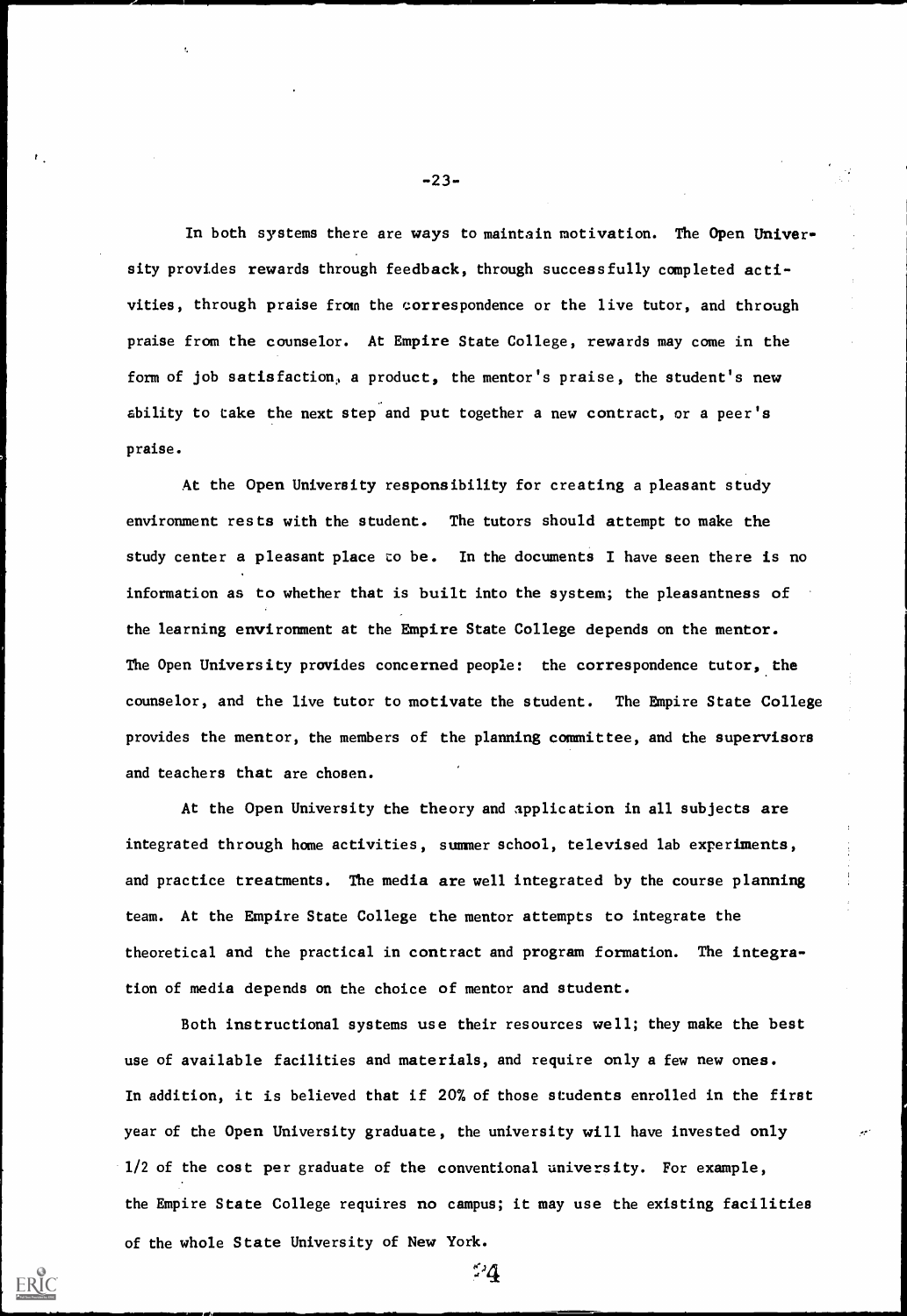In both systems there are ways to maintain motivation. The Open University provides rewards through feedback, through successfully completed activities, through praise from the correspondence or the live tutor, and through praise from the counselor. At Empire State College, rewards may come in the form of job satisfaction, a product, the mentor's praise, the student's new ability to take the next step and put together a new contract, or a peer's praise.

At the Open University responsibility for creating a pleasant study environment rests with the student. The tutors should attempt to make the study center a pleasant place to be. In the documents I have seen there is no information as to whether that is built into the system; the pleasantness of the learning environment at the Empire State College depends on the mentor. The Open University provides concerned people: the correspondence tutor, the counselor, and the live tutor to motivate the student. The Empire State College provides the mentor, the members of the planning committee, and the supervisors and teachers that are chosen.

At the Open University the theory and application in all subjects are integrated through home activities, summer school, televised lab experiments, and practice treatments. The media are well integrated by the course planning team. At the Empire State College the mentor attempts to integrate the theoretical and the practical in contract and program formation. The integration of media depends on the choice of mentor and student.

Both instructional systems use their resources well; they make the best use of available facilities and materials, and require only a few new ones. In addition, it is believed that if 20% of those students enrolled in the first year of the Open University graduate, the university will have invested only 1/2 of the cost per graduate of the conventional university. For example, the Empire State College requires no campus; it may use the existing facilities of the whole State University of New York.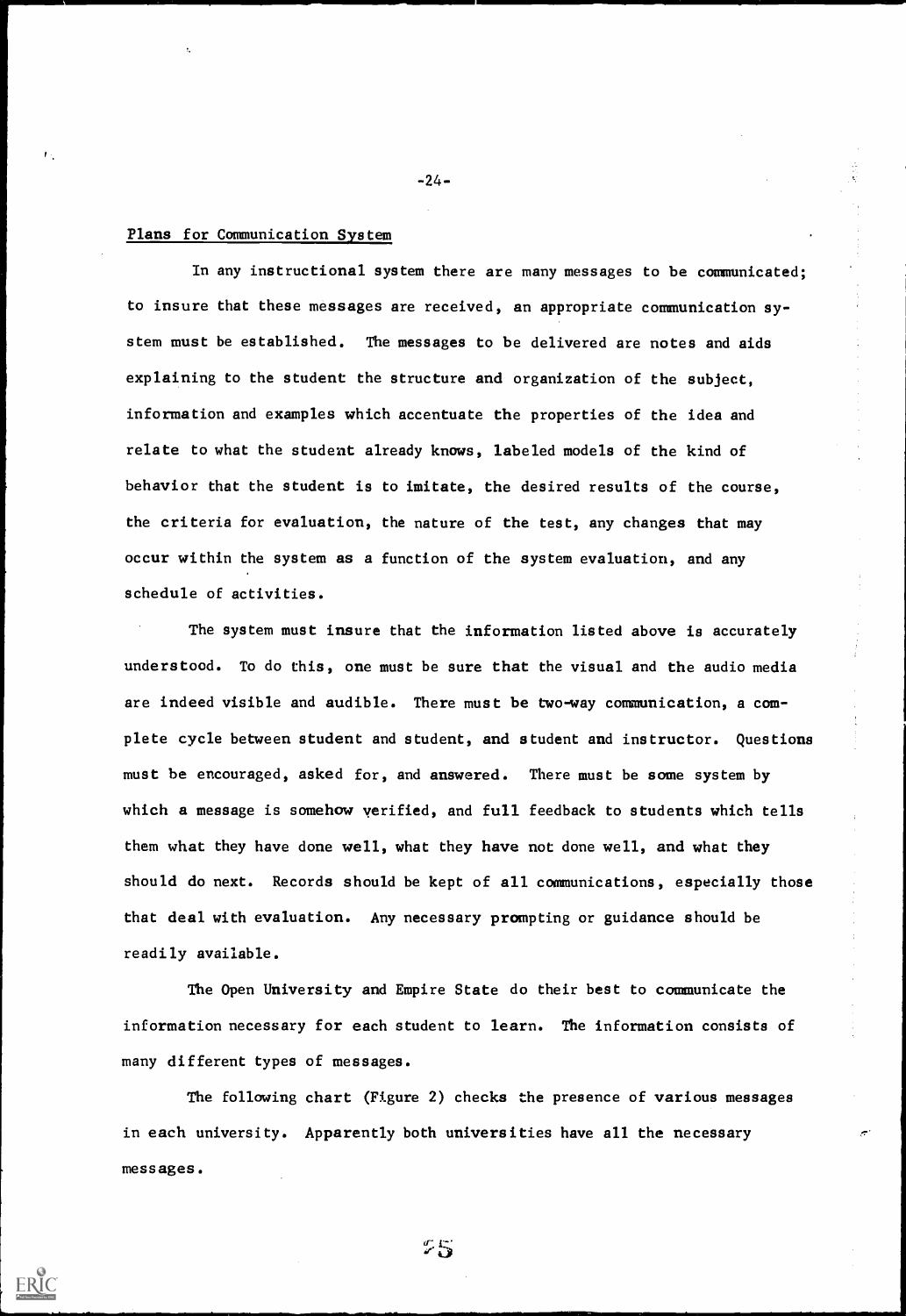## Plans for Communication System

In any instructional system there are many messages to be communicated; to insure that these messages are received, an appropriate communication system must be established. The messages to be delivered are notes and aids explaining to the student the structure and organization of the subject, information and examples which accentuate the properties of the idea and relate to what the student already knows, labeled models of the kind of behavior that the student is to imitate, the desired results of the course, the criteria for evaluation, the nature of the test, any changes that may occur within the system as a function of the system evaluation, and any schedule of activities.

The system must insure that the information listed above is accurately understood. To do this, one must be sure that the visual and the audio media are indeed visible and audible. There must be two-way communication, a complete cycle between student and student, and student and instructor. Questions must be encouraged, asked for, and answered. There must be some system by which a message is somehow verified, and full feedback to students which tells them what they have done well, what they have not done well, and what they should do next. Records should be kept of all communications, especially those that deal with evaluation. Any necessary prompting or guidance should be readily available.

The Open University and Empire State do their best to communicate the information necessary for each student to learn. The information consists of many different types of messages.

The following chart (Figure 2) checks the presence of various messages in each university. Apparently both universities have all the necessary messages.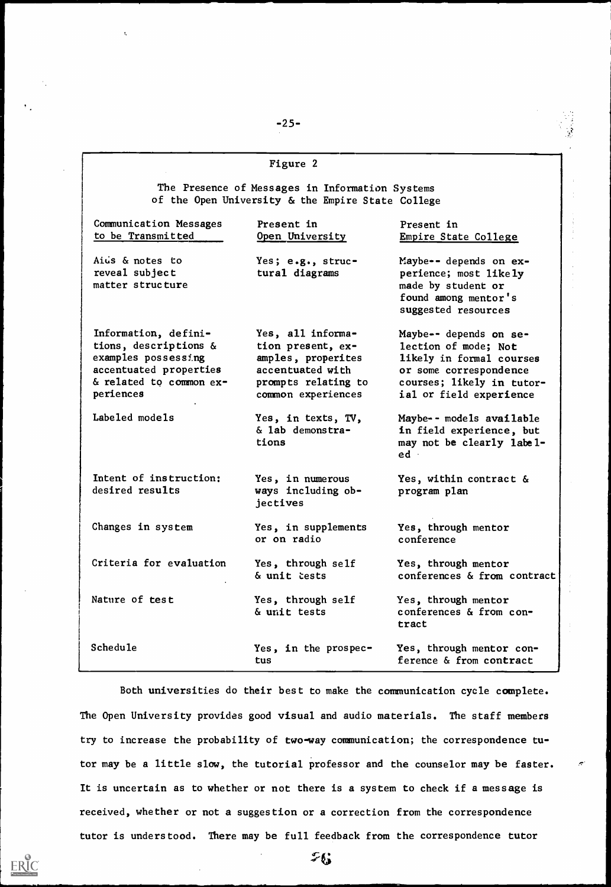Figure 2

The Presence of Messages in Information Systems of the Open University & the Empire State College

| Communication Messages to be Transmitted | Present in Open University | Present in Empire State College |
|---|---|---|
| Aids & notes to reveal subject matter structure | Yes; e.g., structural diagrams | Maybe-- depends on experience; most likely made by student or found among mentor's suggested resources |
| Information, definitions, descriptions & examples possessing accentuated properties & related to common experiences | Yes, all information present, examples, properites accentuated with prompts relating to common experiences | Maybe-- depends on selection of mode; Not likely in formal courses or some correspondence courses; likely in tutorial or field experience |
| Labeled models | Yes, in texts, TV, & lab demonstrations | Maybe-- models available in field experience, but may not be clearly labeled |
| Intent of instruction: desired results | Yes, in numerous ways including objectives | Yes, within contract & program plan |
| Changes in system | Yes, in supplements or on radio | Yes, through mentor conference |
| Criteria for evaluation | Yes, through self & unit tests | Yes, through mentor conferences & from contract |
| Nature of test | Yes, through self & unit tests | Yes, through mentor conferences & from contract |
| Schedule | Yes, in the prospectus | Yes, through mentor conference & from contract |

Both universities do their best to make the communication cycle complete. The Open University provides good visual and audio materials. The staff members try to increase the probability of two-way communication; the correspondence tutor may be a little slow, the tutorial professor and the counselor may be faster. It is uncertain as to whether or not there is a system to check if a message is received, whether or not a suggestion or a correction from the correspondence tutor is understood. There may be full feedback from the correspondence tutor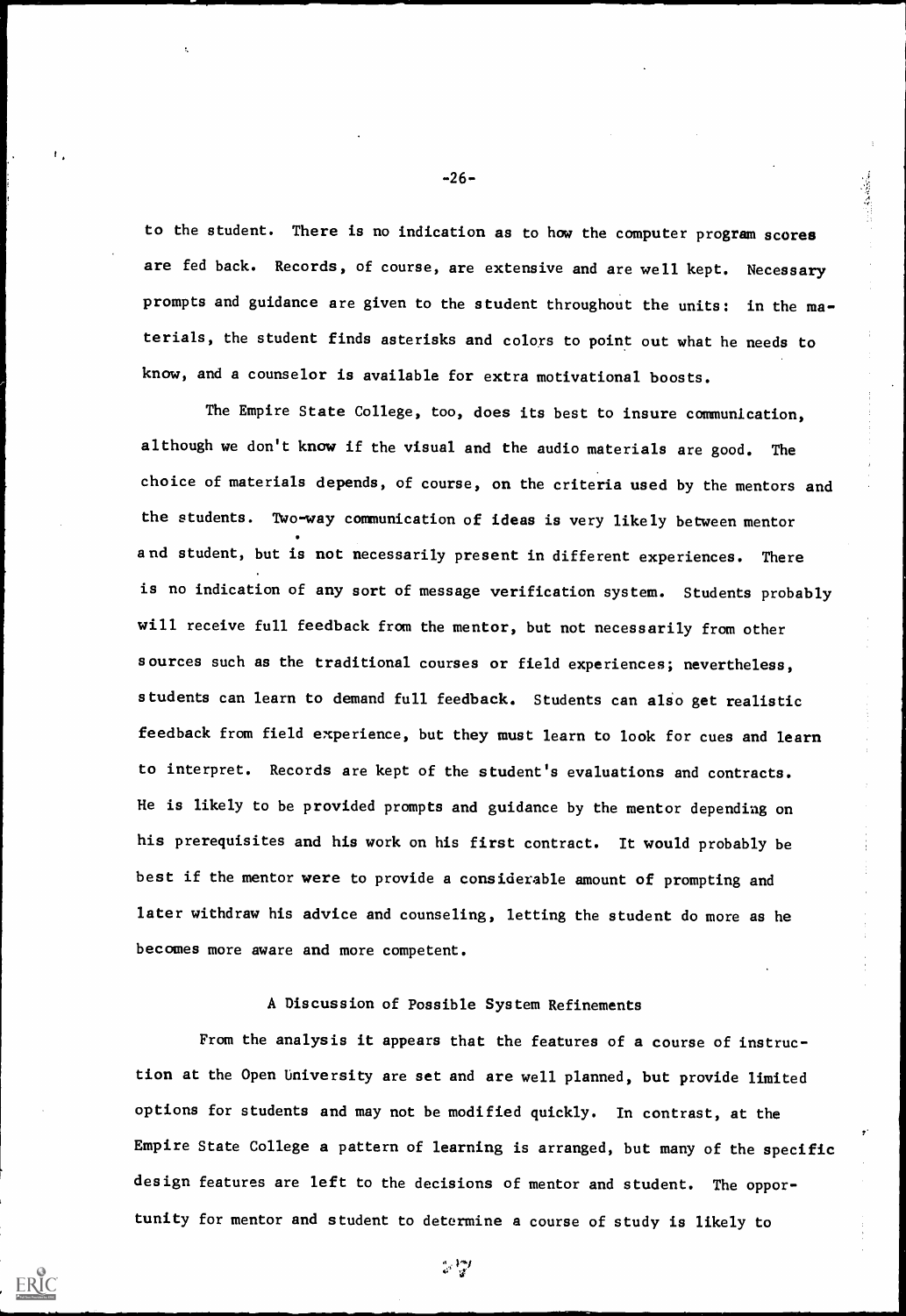to the student. There is no indication as to how the computer program scores are fed back. Records, of course, are extensive and are well kept. Necessary prompts and guidance are given to the student throughout the units: in the materials, the student finds asterisks and colors to point out what he needs to know, and a counselor is available for extra motivational boosts.

The Empire State College, too, does its best to insure communication, although we don't know if the visual and the audio materials are good. The choice of materials depends, of course, on the criteria used by the mentors and the students. Two-way communication of ideas is very likely between mentor and student, but is not necessarily present in different experiences. There is no indication of any sort of message verification system. Students probably will receive full feedback from the mentor, but not necessarily from other sources such as the traditional courses or field experiences; nevertheless, students can learn to demand full feedback. Students can also get realistic feedback from field experience, but they must learn to look for cues and learn to interpret. Records are kept of the student's evaluations and contracts. He is likely to be provided prompts and guidance by the mentor depending on his prerequisites and his work on his first contract. It would probably be best if the mentor were to provide a considerable amount of prompting and later withdraw his advice and counseling, letting the student do more as he becomes more aware and more competent.

## A Discussion of Possible System Refinements

From the analysis it appears that the features of a course of instruction at the Open University are set and are well planned, but provide limited options for students and may not be modified quickly. In contrast, at the Empire State College a pattern of learning is arranged, but many of the specific design features are left to the decisions of mentor and student. The opportunity for mentor and student to determine a course of study is likely to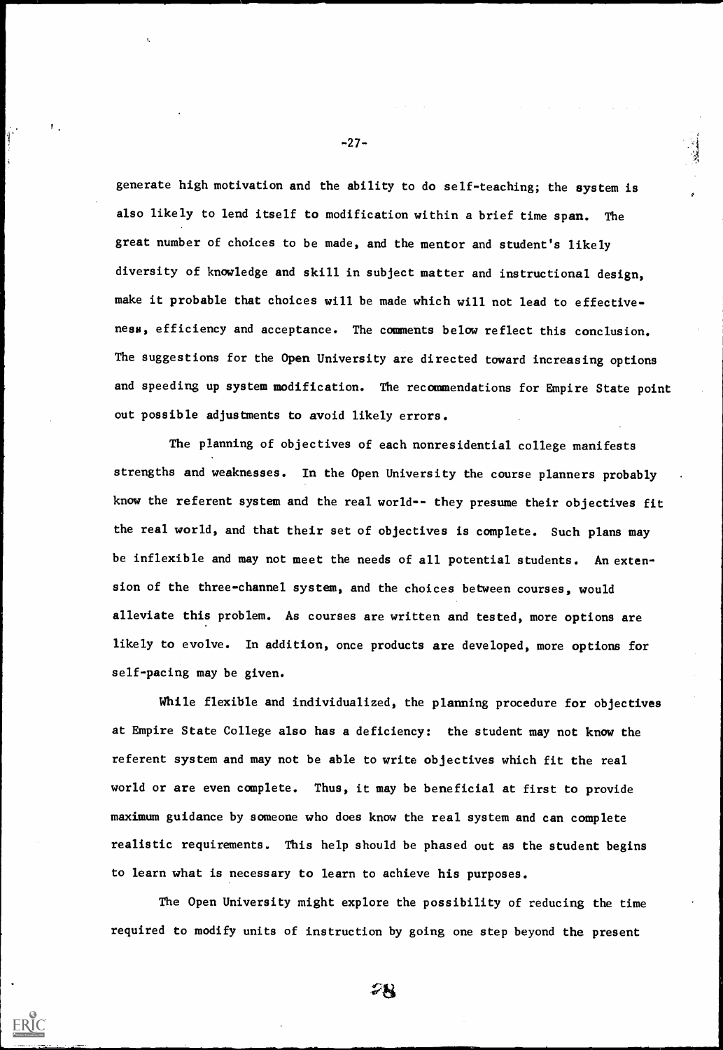generate high motivation and the ability to do self-teaching; the system is also likely to lend itself to modification within a brief time span. The great number of choices to be made, and the mentor and student's likely diversity of knowledge and skill in subject matter and instructional design, make it probable that choices will be made which will not lead to effectiveness, efficiency and acceptance. The comments below reflect this conclusion. The suggestions for the Open University are directed toward increasing options and speeding up system modification. The recommendations for Empire State point out possible adjustments to avoid likely errors.

The planning of objectives of each nonresidential college manifests strengths and weaknesses. In the Open University the course planners probably know the referent system and the real world-- they presume their objectives fit the real world, and that their set of objectives is complete. Such plans may be inflexible and may not meet the needs of all potential students. An extension of the three-channel system, and the choices between courses, would alleviate this problem. As courses are written and tested, more options are likely to evolve. In addition, once products are developed, more options for self-pacing may be given.

While flexible and individualized, the planning procedure for objectives at Empire State College also has a deficiency: the student may not know the referent system and may not be able to write objectives which fit the real world or are even complete. Thus, it may be beneficial at first to provide maximum guidance by someone who does know the real system and can complete realistic requirements. This help should be phased out as the student begins to learn what is necessary to learn to achieve his purposes.

The Open University might explore the possibility of reducing the time required to modify units of instruction by going one step beyond the present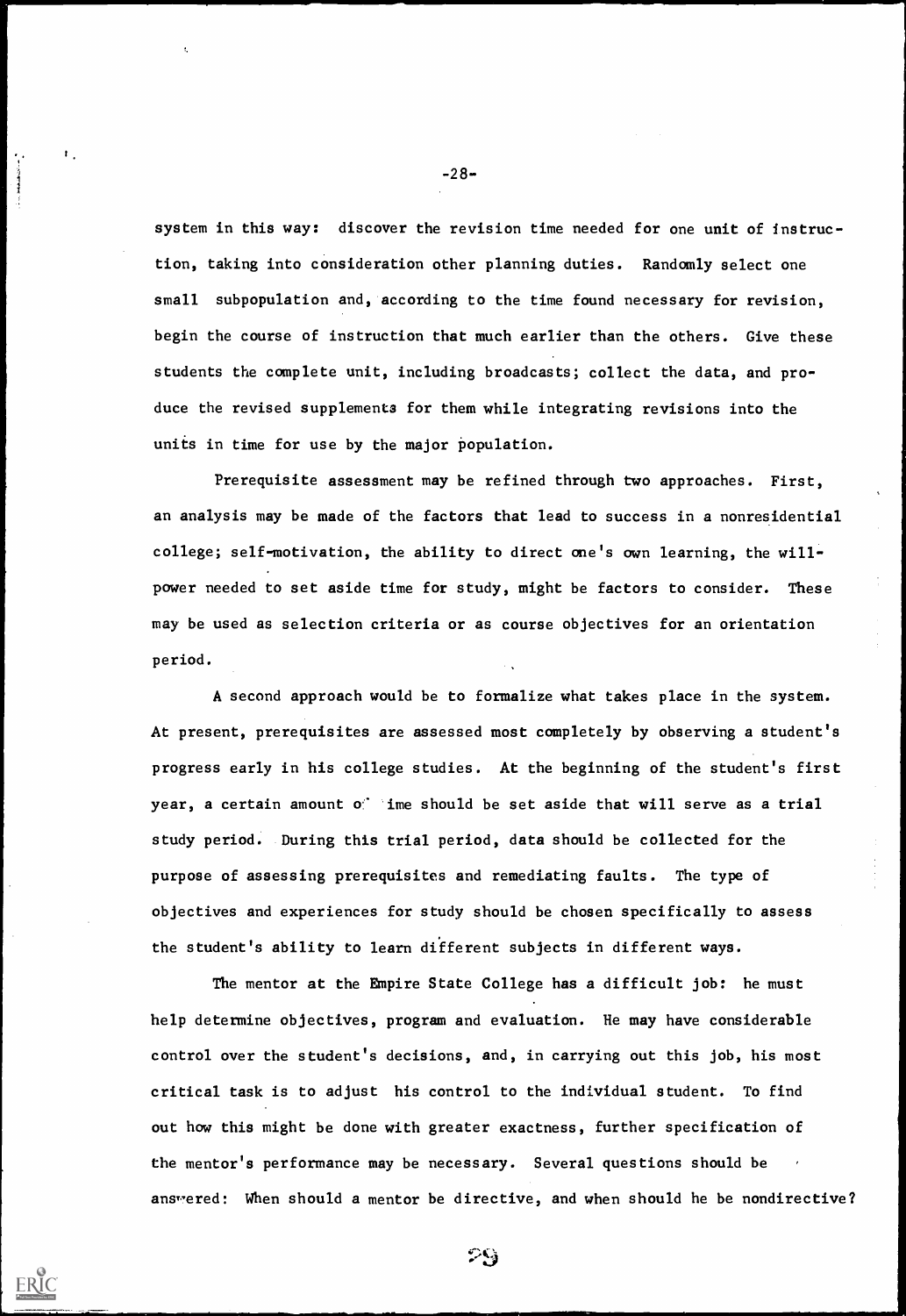system in this way: discover the revision time needed for one unit of instruction, taking into consideration other planning duties. Randomly select one small subpopulation and, according to the time found necessary for revision, begin the course of instruction that much earlier than the others. Give these students the complete unit, including broadcasts; collect the data, and produce the revised supplements for them while integrating revisions into the units in time for use by the major population.

Prerequisite assessment may be refined through two approaches. First, an analysis may be made of the factors that lead to success in a nonresidential college; self-motivation, the ability to direct one's own learning, the willpower needed to set aside time for study, might be factors to consider. These may be used as selection criteria or as course objectives for an orientation period.

A second approach would be to formalize what takes place in the system. At present, prerequisites are assessed most completely by observing a student's progress early in his college studies. At the beginning of the student's first year, a certain amount of time should be set aside that will serve as a trial study period. During this trial period, data should be collected for the purpose of assessing prerequisites and remediating faults. The type of objectives and experiences for study should be chosen specifically to assess the student's ability to learn different subjects in different ways.

The mentor at the Empire State College has a difficult job: he must help determine objectives, program and evaluation. He may have considerable control over the student's decisions, and, in carrying out this job, his most critical task is to adjust his control to the individual student. To find out how this might be done with greater exactness, further specification of the mentor's performance may be necessary. Several questions should be answered: When should a mentor be directive, and when should he be nondirective?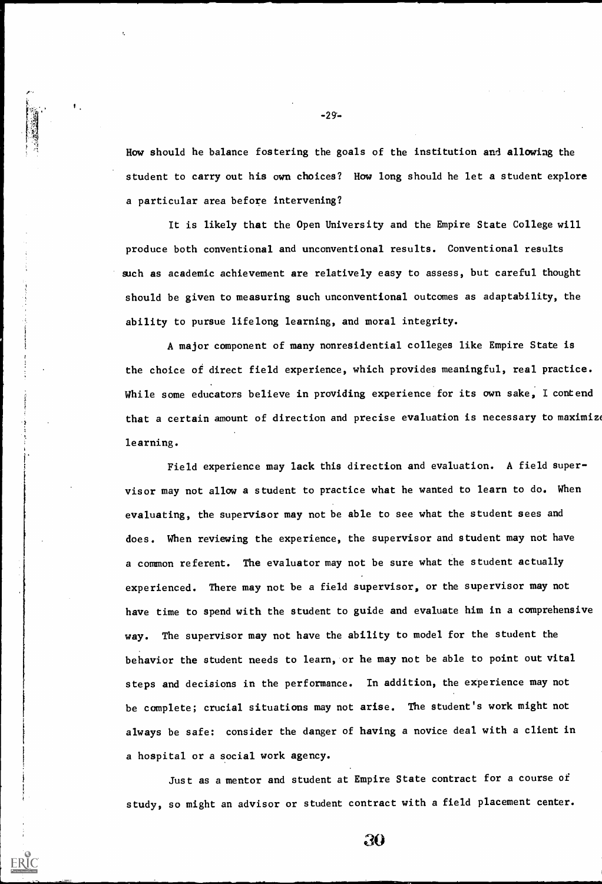How should he balance fostering the goals of the institution and allowing the student to carry out his own choices? How long should he let a student explore a particular area before intervening?

It is likely that the Open University and the Empire State College will produce both conventional and unconventional results. Conventional results such as academic achievement are relatively easy to assess, but careful thought should be given to measuring such unconventional outcomes as adaptability, the ability to pursue lifelong learning, and moral integrity.

A major component of many nonresidential colleges like Empire State is the choice of direct field experience, which provides meaningful, real practice. While some educators believe in providing experience for its own sake, I contend that a certain amount of direction and precise evaluation is necessary to maximize learning.

Field experience may lack this direction and evaluation. A field supervisor may not allow a student to practice what he wanted to learn to do. When evaluating, the supervisor may not be able to see what the student sees and does. When reviewing the experience, the supervisor and student may not have a common referent. The evaluator may not be sure what the student actually experienced. There may not be a field supervisor, or the supervisor may not have time to spend with the student to guide and evaluate him in a comprehensive way. The supervisor may not have the ability to model for the student the behavior the student needs to learn, or he may not be able to point out vital steps and decisions in the performance. In addition, the experience may not be complete; crucial situations may not arise. The student's work might not always be safe: consider the danger of having a novice deal with a client in a hospital or a social work agency.

Just as a mentor and student at Empire State contract for a course of study, so might an advisor or student contract with a field placement center.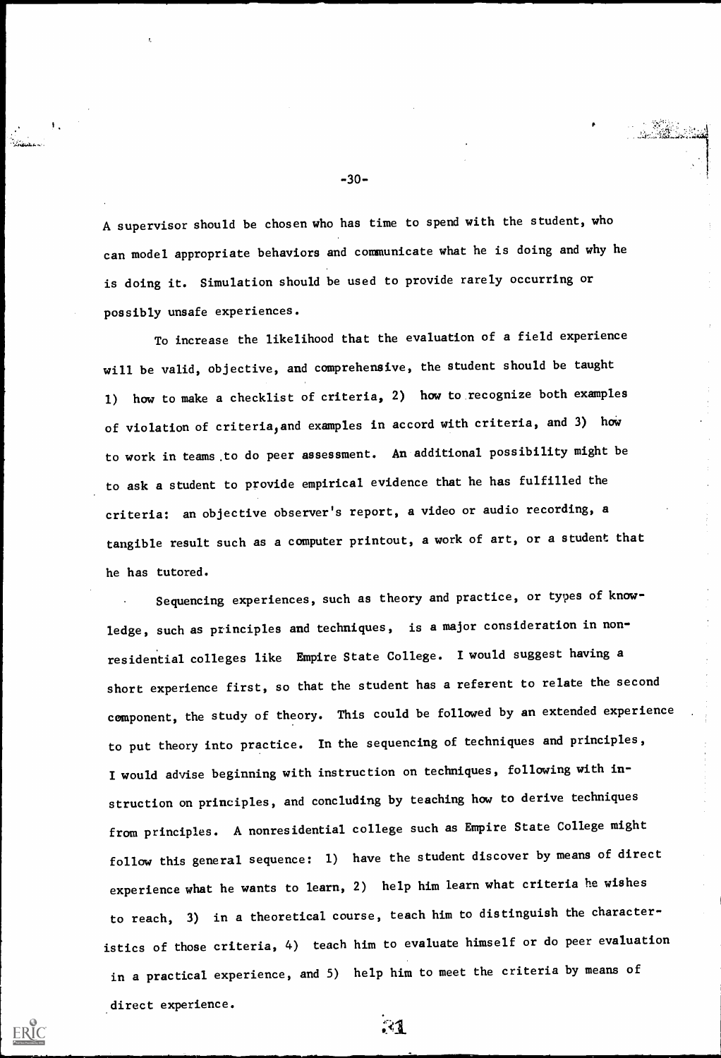A supervisor should be chosen who has time to spend with the student, who can model appropriate behaviors and communicate what he is doing and why he is doing it. Simulation should be used to provide rarely occurring or possibly unsafe experiences.

To increase the likelihood that the evaluation of a field experience will be valid, objective, and comprehensive, the student should be taught 1) how to make a checklist of criteria, 2) how to recognize both examples of violation of criteria, and examples in accord with criteria, and 3) how to work in teams to do peer assessment. An additional possibility might be to ask a student to provide empirical evidence that he has fulfilled the criteria: an objective observer's report, a video or audio recording, a tangible result such as a computer printout, a work of art, or a student that he has tutored.

Sequencing experiences, such as theory and practice, or types of knowledge, such as principles and techniques, is a major consideration in nonresidential colleges like Empire State College. I would suggest having a short experience first, so that the student has a referent to relate the second component, the study of theory. This could be followed by an extended experience to put theory into practice. In the sequencing of techniques and principles, I would advise beginning with instruction on techniques, following with instruction on principles, and concluding by teaching how to derive techniques from principles. A nonresidential college such as Empire State College might follow this general sequence: 1) have the student discover by means of direct experience what he wants to learn, 2) help him learn what criteria he wishes to reach, 3) in a theoretical course, teach him to distinguish the characteristics of those criteria, 4) teach him to evaluate himself or do peer evaluation in a practical experience, and 5) help him to meet the criteria by means of direct experience.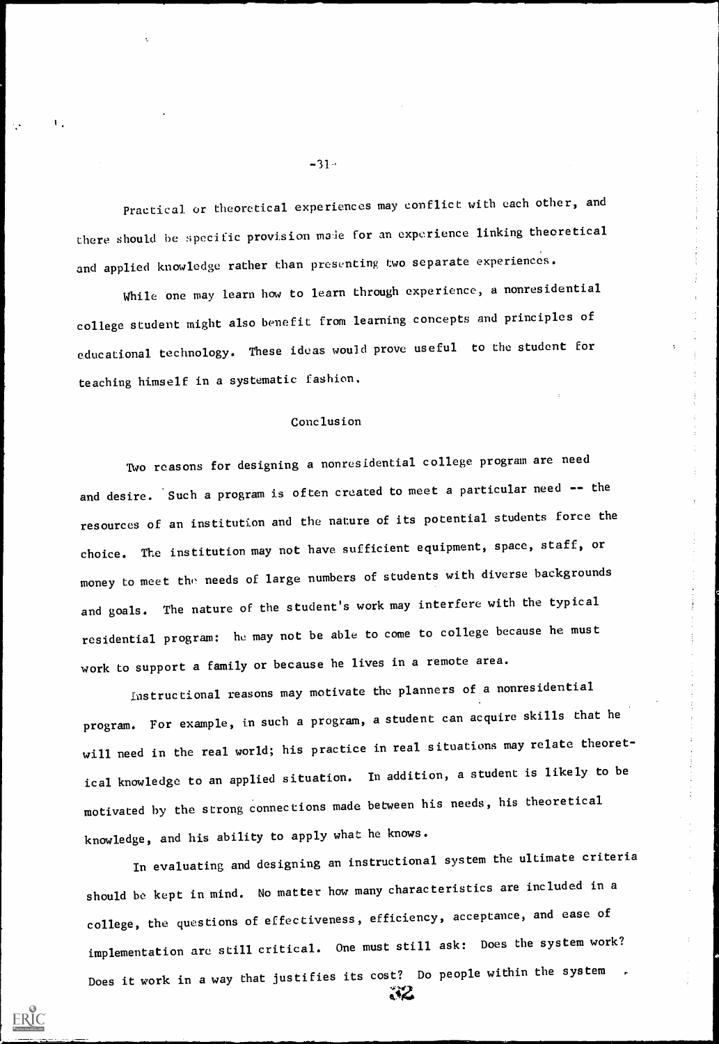Practical or theoretical experiences may conflict with each other, and there should be specific provision made for an experience linking theoretical and applied knowledge rather than presenting two separate experiences.

While one may learn how to learn through experience, a nonresidential college student might also benefit from learning concepts and principles of educational technology. These ideas would prove useful to the student for teaching himself in a systematic fashion.

## Conclusion

Two reasons for designing a nonresidential college program are need and desire. Such a program is often created to meet a particular need -- the resources of an institution and the nature of its potential students force the choice. The institution may not have sufficient equipment, space, staff, or money to meet the needs of large numbers of students with diverse backgrounds and goals. The nature of the student's work may interfere with the typical residential program: he may not be able to come to college because he must work to support a family or because he lives in a remote area.

Instructional reasons may motivate the planners of a nonresidential program. For example, in such a program, a student can acquire skills that he will need in the real world; his practice in real situations may relate theoretical knowledge to an applied situation. In addition, a student is likely to be motivated by the strong connections made between his needs, his theoretical knowledge, and his ability to apply what he knows.

In evaluating and designing an instructional system the ultimate criteria should be kept in mind. No matter how many characteristics are included in a college, the questions of effectiveness, efficiency, acceptance, and ease of implementation are still critical. One must still ask: Does the system work? Does it work in a way that justifies its cost? Do people within the system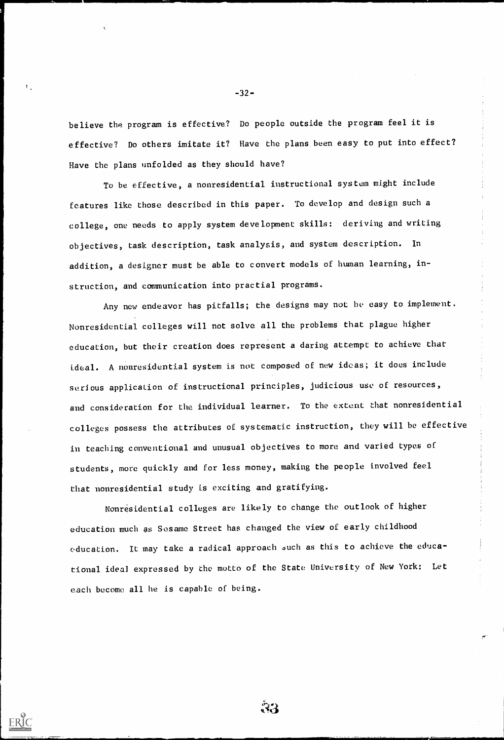believe the program is effective? Do people outside the program feel it is effective? Do others imitate it? Have the plans been easy to put into effect? Have the plans unfolded as they should have?

To be effective, a nonresidential instructional system might include features like those described in this paper. To develop and design such a college, one needs to apply system development skills: deriving and writing objectives, task description, task analysis, and system description. In addition, a designer must be able to convert models of human learning, instruction, and communication into practial programs.

Any new endeavor has pitfalls; the designs may not be easy to implement. Nonresidential colleges will not solve all the problems that plague higher education, but their creation does represent a daring attempt to achieve that ideal. A nonresidential system is not composed of new ideas; it does include serious application of instructional principles, judicious use of resources, and consideration for the individual learner. To the extent that nonresidential colleges possess the attributes of systematic instruction, they will be effective in teaching conventional and unusual objectives to more and varied types of students, more quickly and for less money, making the people involved feel that nonresidential study is exciting and gratifying.

Nonresidential colleges are likely to change the outlook of higher education much as Sesame Street has changed the view of early childhood education. It may take a radical approach such as this to achieve the educational ideal expressed by the motto of the State University of New York: Let each become all he is capable of being.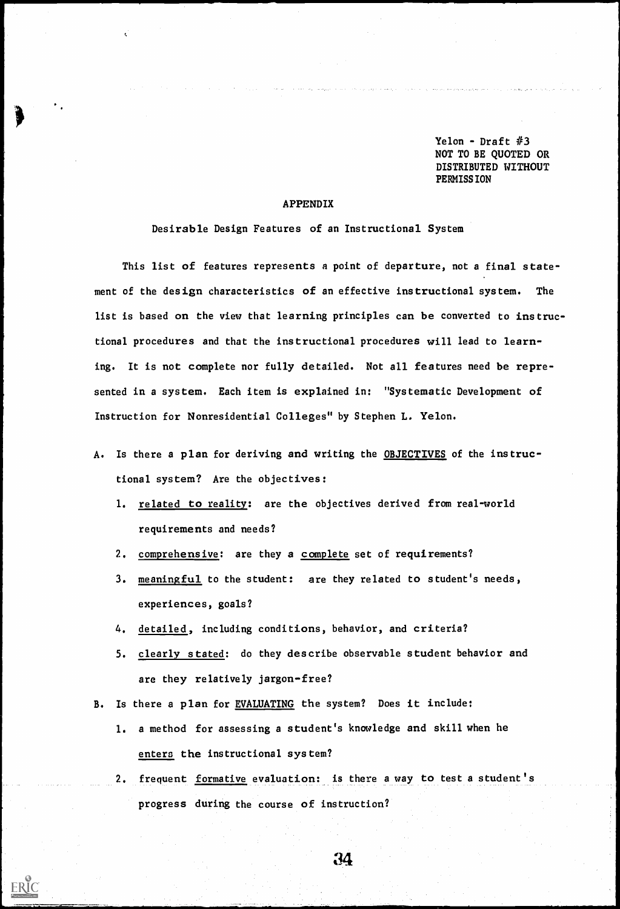Yelon - Draft #3
NOT TO BE QUOTED OR DISTRIBUTED WITHOUT PERMISSION

## APPENDIX

### Desirable Design Features of an Instructional System

This list of features represents a point of departure, not a final statement of the design characteristics of an effective instructional system. The list is based on the view that learning principles can be converted to instructional procedures and that the instructional procedures will lead to learning. It is not complete nor fully detailed. Not all features need be represented in a system. Each item is explained in: "Systematic Development of Instruction for Nonresidential Colleges" by Stephen L. Yelon.

A. Is there a plan for deriving and writing the OBJECTIVES of the instructional system? Are the objectives:

   1. related to reality: are the objectives derived from real-world requirements and needs?

   2. comprehensive: are they a complete set of requirements?

   3. meaningful to the student: are they related to student's needs, experiences, goals?

   4. detailed, including conditions, behavior, and criteria?

   5. clearly stated: do they describe observable student behavior and are they relatively jargon-free?

B. Is there a plan for EVALUATING the system? Does it include:

   1. a method for assessing a student's knowledge and skill when he enters the instructional system?

   2. frequent formative evaluation: is there a way to test a student's progress during the course of instruction?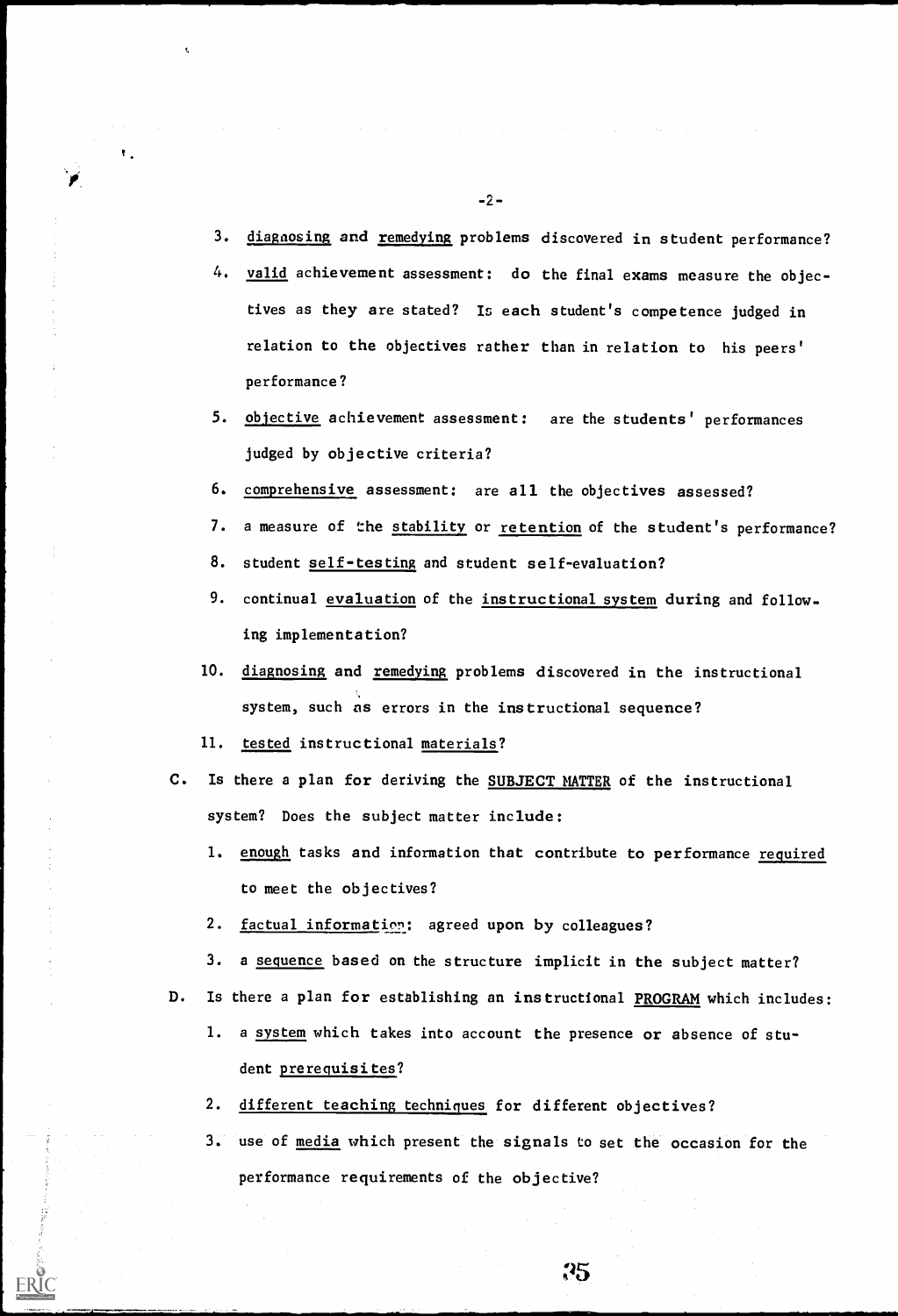3. diagnosing and remedying problems discovered in student performance?
4. valid achievement assessment: do the final exams measure the objectives as they are stated? Is each student's competence judged in relation to the objectives rather than in relation to his peers' performance?
5. objective achievement assessment: are the students' performances judged by objective criteria?
6. comprehensive assessment: are all the objectives assessed?
7. a measure of the stability or retention of the student's performance?
8. student self-testing and student self-evaluation?
9. continual evaluation of the instructional system during and following implementation?
10. diagnosing and remedying problems discovered in the instructional system, such as errors in the instructional sequence?
11. tested instructional materials?

C. Is there a plan for deriving the SUBJECT MATTER of the instructional system? Does the subject matter include:

1. enough tasks and information that contribute to performance required to meet the objectives?
2. factual information: agreed upon by colleagues?
3. a sequence based on the structure implicit in the subject matter?

D. Is there a plan for establishing an instructional PROGRAM which includes:

1. a system which takes into account the presence or absence of student prerequisites?
2. different teaching techniques for different objectives?
3. use of media which present the signals to set the occasion for the performance requirements of the objective?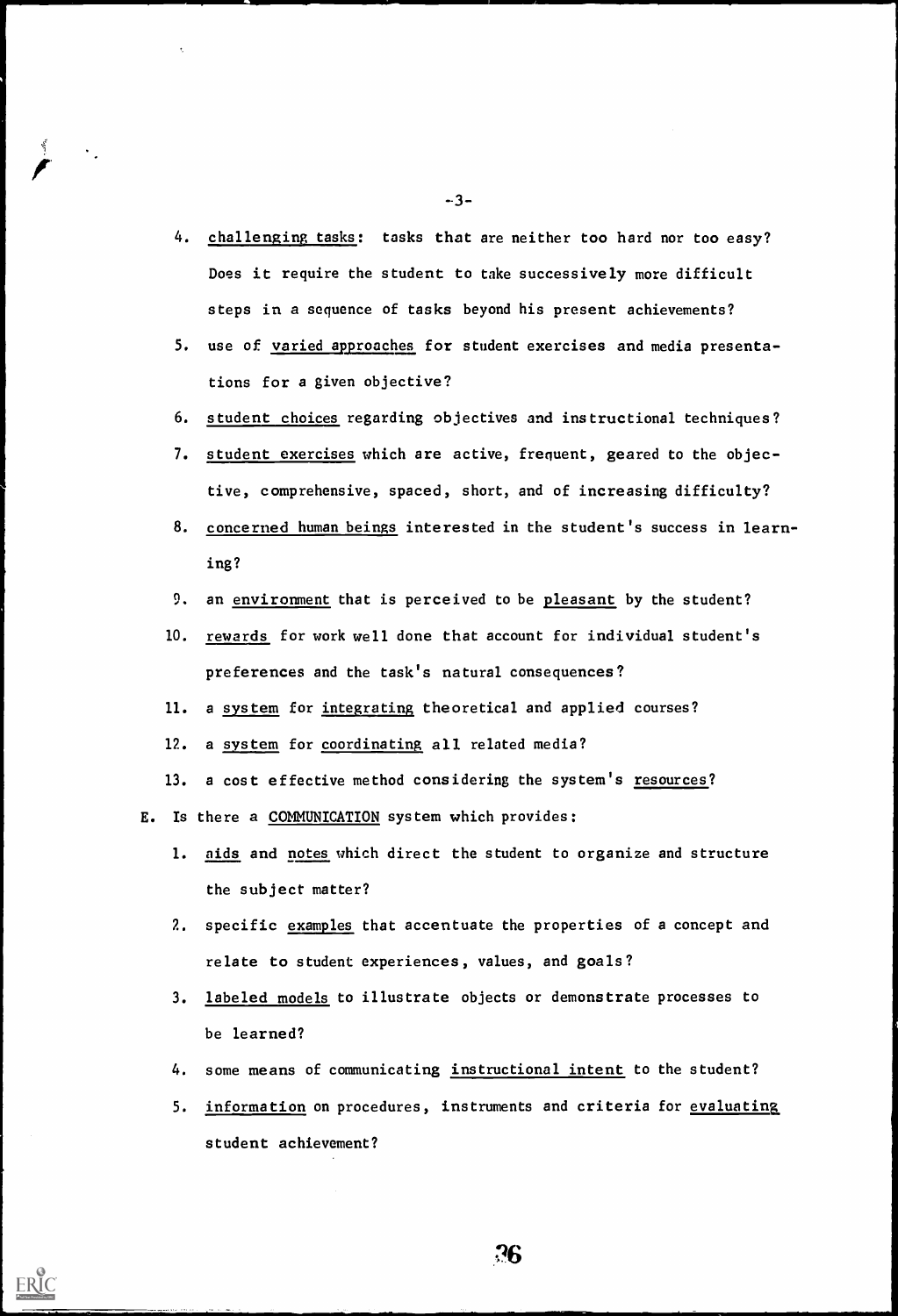4. challenging tasks: tasks that are neither too hard nor too easy? Does it require the student to take successively more difficult steps in a sequence of tasks beyond his present achievements?

5. use of varied approaches for student exercises and media presentations for a given objective?

6. student choices regarding objectives and instructional techniques?

7. student exercises which are active, frequent, geared to the objective, comprehensive, spaced, short, and of increasing difficulty?

8. concerned human beings interested in the student's success in learning?

9. an environment that is perceived to be pleasant by the student?

10. rewards for work well done that account for individual student's preferences and the task's natural consequences?

11. a system for integrating theoretical and applied courses?

12. a system for coordinating all related media?

13. a cost effective method considering the system's resources?

E. Is there a COMMUNICATION system which provides:

1. aids and notes which direct the student to organize and structure the subject matter?

2. specific examples that accentuate the properties of a concept and relate to student experiences, values, and goals?

3. labeled models to illustrate objects or demonstrate processes to be learned?

4. some means of communicating instructional intent to the student?

5. information on procedures, instruments and criteria for evaluating student achievement?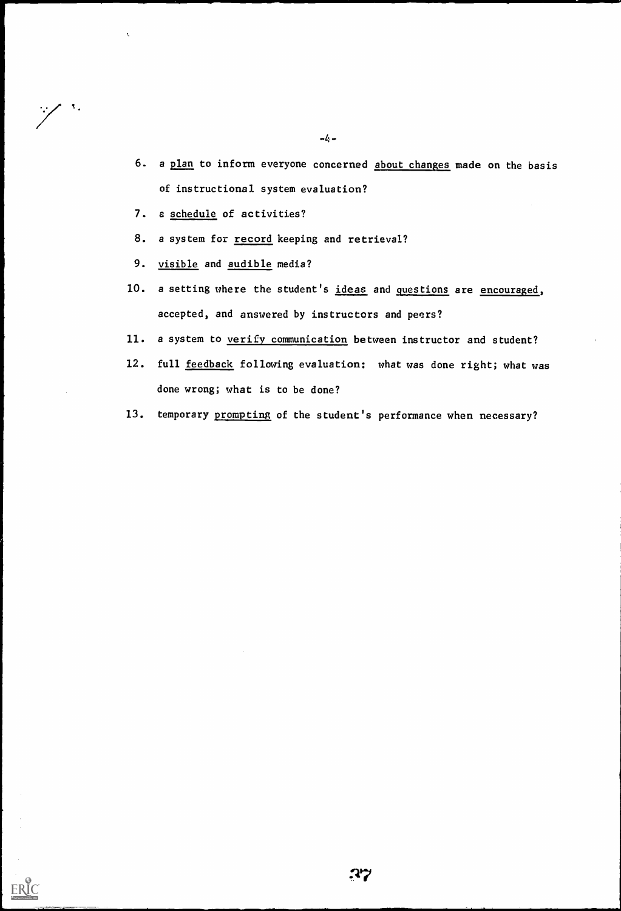6. a plan to inform everyone concerned about changes made on the basis of instructional system evaluation?
7. a schedule of activities?
8. a system for record keeping and retrieval?
9. visible and audible media?
10. a setting where the student's ideas and questions are encouraged, accepted, and answered by instructors and peers?
11. a system to verify communication between instructor and student?
12. full feedback following evaluation: what was done right; what was done wrong; what is to be done?
13. temporary prompting of the student's performance when necessary?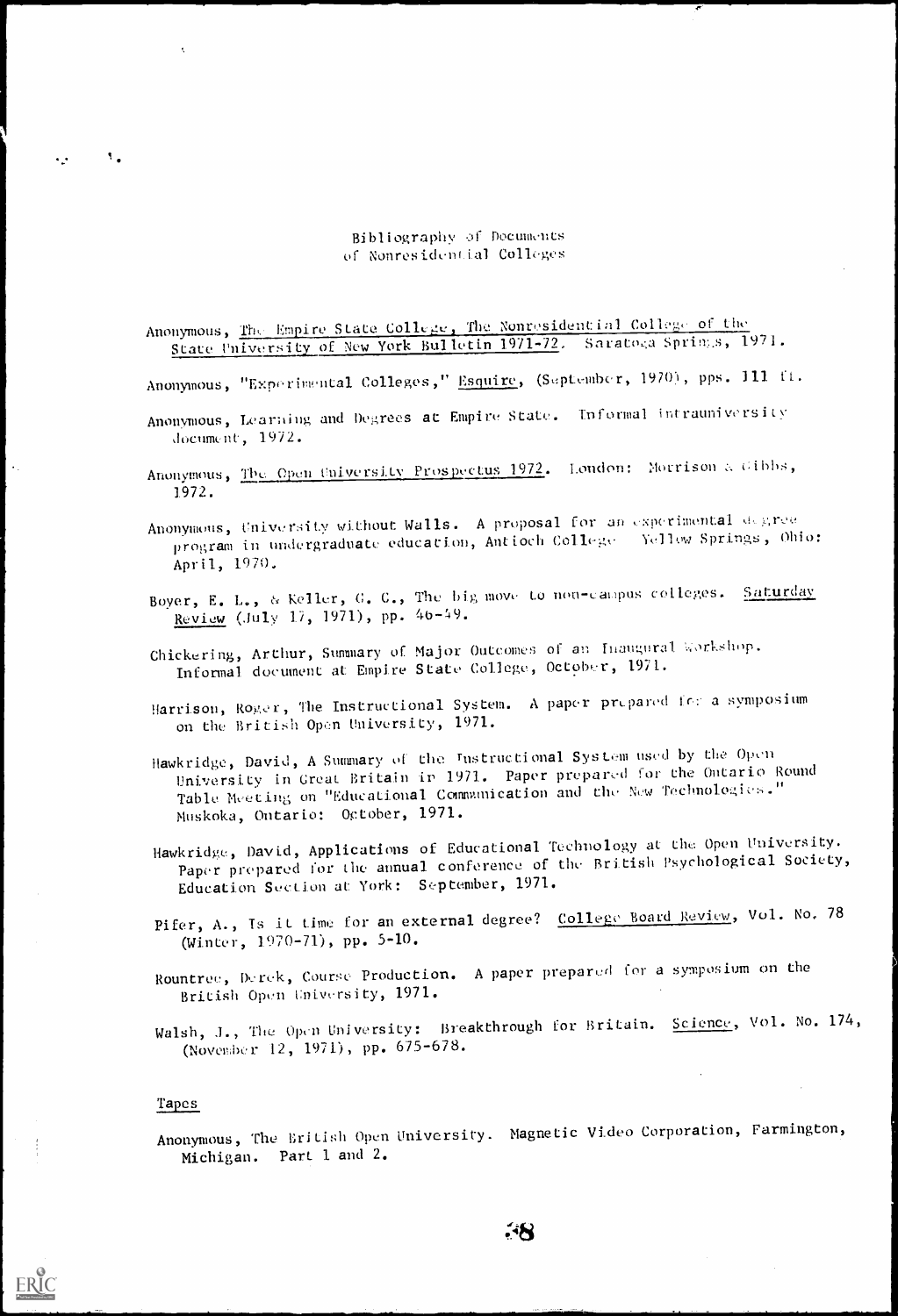# Bibliography of Documents of Nonresidential Colleges

Anonymous, The Empire State College, The Nonresidential College of the State University of New York Bulletin 1971-72. Saratoga Springs, 1971.

Anonymous, "Experimental Colleges," Esquire, (September, 1970), pps. 111 ff.

Anonymous, Learning and Degrees at Empire State. Informal intrauniversity document, 1972.

Anonymous, The Open University Prospectus 1972. London: Morrison & Gibbs, 1972.

Anonymous, University without Walls. A proposal for an experimental degree program in undergraduate education, Antioch College Yellow Springs, Ohio: April, 1970.

Boyer, E. L., & Keller, G. C., The big move to non-campus colleges. Saturday Review (July 17, 1971), pp. 46-49.

Chickering, Arthur, Summary of Major Outcomes of an Inaugural Workshop. Informal document at Empire State College, October, 1971.

Harrison, Roger, The Instructional System. A paper prepared for a symposium on the British Open University, 1971.

Hawkridge, David, A Summary of the Instructional System used by the Open University in Great Britain in 1971. Paper prepared for the Ontario Round Table Meeting on "Educational Communication and the New Technologies." Muskoka, Ontario: October, 1971.

Hawkridge, David, Applications of Educational Technology at the Open University. Paper prepared for the annual conference of the British Psychological Society, Education Section at York: September, 1971.

Pifer, A., Is it time for an external degree? College Board Review, Vol. No. 78 (Winter, 1970-71), pp. 5-10.

Rountree, Derek, Course Production. A paper prepared for a symposium on the British Open University, 1971.

Walsh, J., The Open University: Breakthrough for Britain. Science, Vol. No. 174, (November 12, 1971), pp. 675-678.

## Tapes

Anonymous, The British Open University. Magnetic Video Corporation, Farmington, Michigan. Part 1 and 2.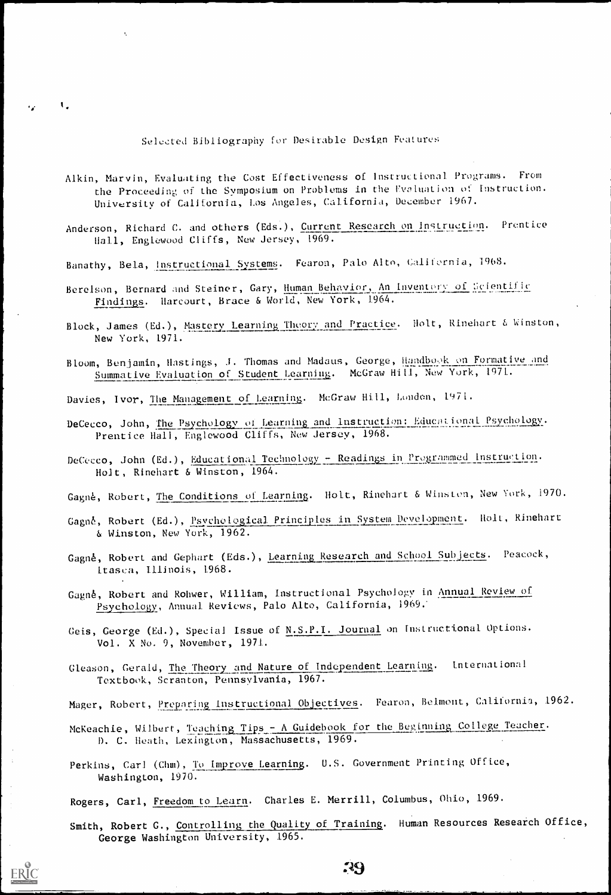## Selected Bibliography for Desirable Design Features

Alkin, Marvin, Evaluating the Cost Effectiveness of Instructional Programs. From the Proceeding of the Symposium on Problems in the Evaluation of Instruction. University of California, Los Angeles, California, December 1967.

Anderson, Richard C. and others (Eds.), Current Research on Instruction. Prentice Hall, Englewood Cliffs, New Jersey, 1969.

Banathy, Bela, Instructional Systems. Fearon, Palo Alto, California, 1968.

Berelson, Bernard and Steiner, Gary, Human Behavior, An Inventory of Scientific Findings. Harcourt, Brace & World, New York, 1964.

Block, James (Ed.), Mastery Learning Theory and Practice. Holt, Rinehart & Winston, New York, 1971.

Bloom, Benjamin, Hastings, J. Thomas and Madaus, George, Handbook on Formative and Summative Evaluation of Student Learning. McGraw Hill, New York, 1971.

Davies, Ivor, The Management of Learning. McGraw Hill, London, 1971.

DeCecco, John, The Psychology of Learning and Instruction: Educational Psychology. Prentice Hall, Englewood Cliffs, New Jersey, 1968.

DeCecco, John (Ed.), Educational Technology - Readings in Programmed Instruction. Holt, Rinehart & Winston, 1964.

Gagné, Robert, The Conditions of Learning. Holt, Rinehart & Winston, New York, 1970.

Gagné, Robert (Ed.), Psychological Principles in System Development. Holt, Rinehart & Winston, New York, 1962.

Gagné, Robert and Gephart (Eds.), Learning Research and School Subjects. Peacock, Itasca, Illinois, 1968.

Gagné, Robert and Rohwer, William, Instructional Psychology in Annual Review of Psychology, Annual Reviews, Palo Alto, California, 1969.

Geis, George (Ed.), Special Issue of N.S.P.I. Journal on Instructional Options. Vol. X No. 9, November, 1971.

Gleason, Gerald, The Theory and Nature of Independent Learning. International Textbook, Scranton, Pennsylvania, 1967.

Mager, Robert, Preparing Instructional Objectives. Fearon, Belmont, California, 1962.

McKeachie, Wilbert, Teaching Tips - A Guidebook for the Beginning College Teacher. D. C. Heath, Lexington, Massachusetts, 1969.

Perkins, Carl (Chm), To Improve Learning. U.S. Government Printing Office, Washington, 1970.

Rogers, Carl, Freedom to Learn. Charles E. Merrill, Columbus, Ohio, 1969.

Smith, Robert G., Controlling the Quality of Training. Human Resources Research Office, George Washington University, 1965.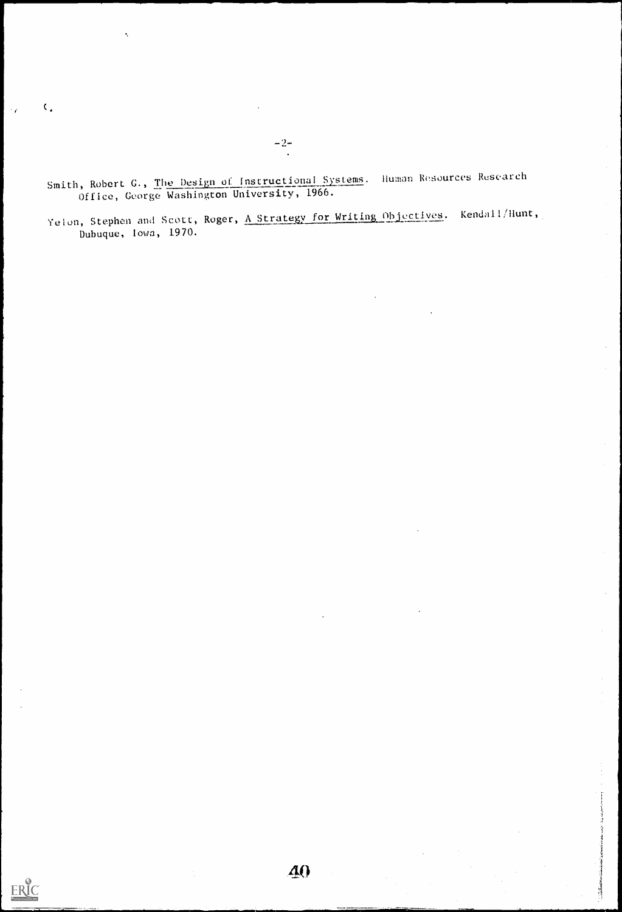Smith, Robert G., The Design of Instructional Systems. Human Resources Research Office, George Washington University, 1966.

Yelon, Stephen and Scott, Roger, A Strategy for Writing Objectives. Kendall/Hunt, Dubuque, Iowa, 1970.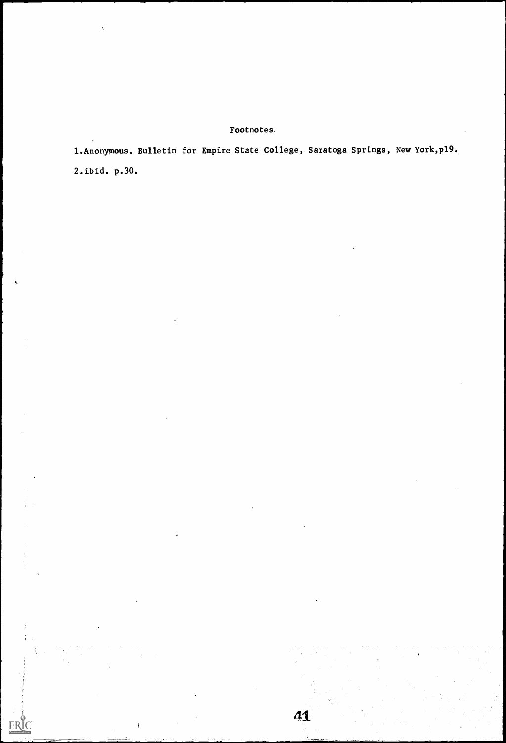## Footnotes

1.Anonymous. Bulletin for Empire State College, Saratoga Springs, New York,p19.

2.ibid. p.30.